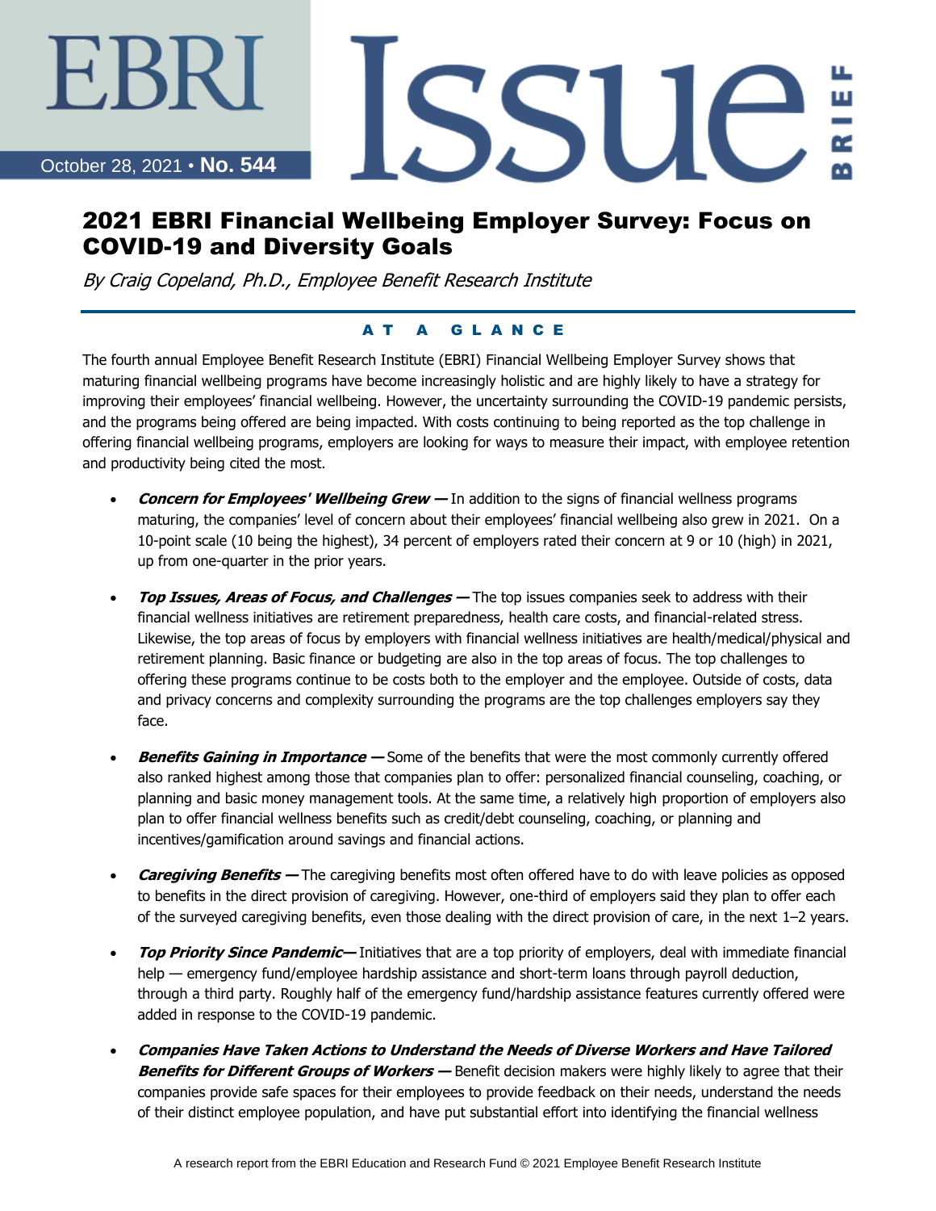# EBRI Issue Brief

October 28, 2021 • **No. 544**

## 2021 EBRI Financial Wellbeing Employer Survey: Focus on COVID-19 and Diversity Goals

*By Craig Copeland, Ph.D., Employee Benefit Research Institute*

### AT A GLANCE

The fourth annual Employee Benefit Research Institute (EBRI) Financial Wellbeing Employer Survey shows that maturing financial wellbeing programs have become increasingly holistic and are highly likely to have a strategy for improving their employees' financial wellbeing. However, the uncertainty surrounding the COVID-19 pandemic persists, and the programs being offered are being impacted. With costs continuing to being reported as the top challenge in offering financial wellbeing programs, employers are looking for ways to measure their impact, with employee retention and productivity being cited the most.

- ***Concern for Employees' Wellbeing Grew —*** In addition to the signs of financial wellness programs maturing, the companies' level of concern about their employees' financial wellbeing also grew in 2021. On a 10-point scale (10 being the highest), 34 percent of employers rated their concern at 9 or 10 (high) in 2021, up from one-quarter in the prior years.

- ***Top Issues, Areas of Focus, and Challenges —*** The top issues companies seek to address with their financial wellness initiatives are retirement preparedness, health care costs, and financial-related stress. Likewise, the top areas of focus by employers with financial wellness initiatives are health/medical/physical and retirement planning. Basic finance or budgeting are also in the top areas of focus. The top challenges to offering these programs continue to be costs both to the employer and the employee. Outside of costs, data and privacy concerns and complexity surrounding the programs are the top challenges employers say they face.

- ***Benefits Gaining in Importance —*** Some of the benefits that were the most commonly currently offered also ranked highest among those that companies plan to offer: personalized financial counseling, coaching, or planning and basic money management tools. At the same time, a relatively high proportion of employers also plan to offer financial wellness benefits such as credit/debt counseling, coaching, or planning and incentives/gamification around savings and financial actions.

- ***Caregiving Benefits —*** The caregiving benefits most often offered have to do with leave policies as opposed to benefits in the direct provision of caregiving. However, one-third of employers said they plan to offer each of the surveyed caregiving benefits, even those dealing with the direct provision of care, in the next 1–2 years.

- ***Top Priority Since Pandemic—*** Initiatives that are a top priority of employers, deal with immediate financial help — emergency fund/employee hardship assistance and short-term loans through payroll deduction, through a third party. Roughly half of the emergency fund/hardship assistance features currently offered were added in response to the COVID-19 pandemic.

- ***Companies Have Taken Actions to Understand the Needs of Diverse Workers and Have Tailored Benefits for Different Groups of Workers —*** Benefit decision makers were highly likely to agree that their companies provide safe spaces for their employees to provide feedback on their needs, understand the needs of their distinct employee population, and have put substantial effort into identifying the financial wellness

A research report from the EBRI Education and Research Fund © 2021 Employee Benefit Research Institute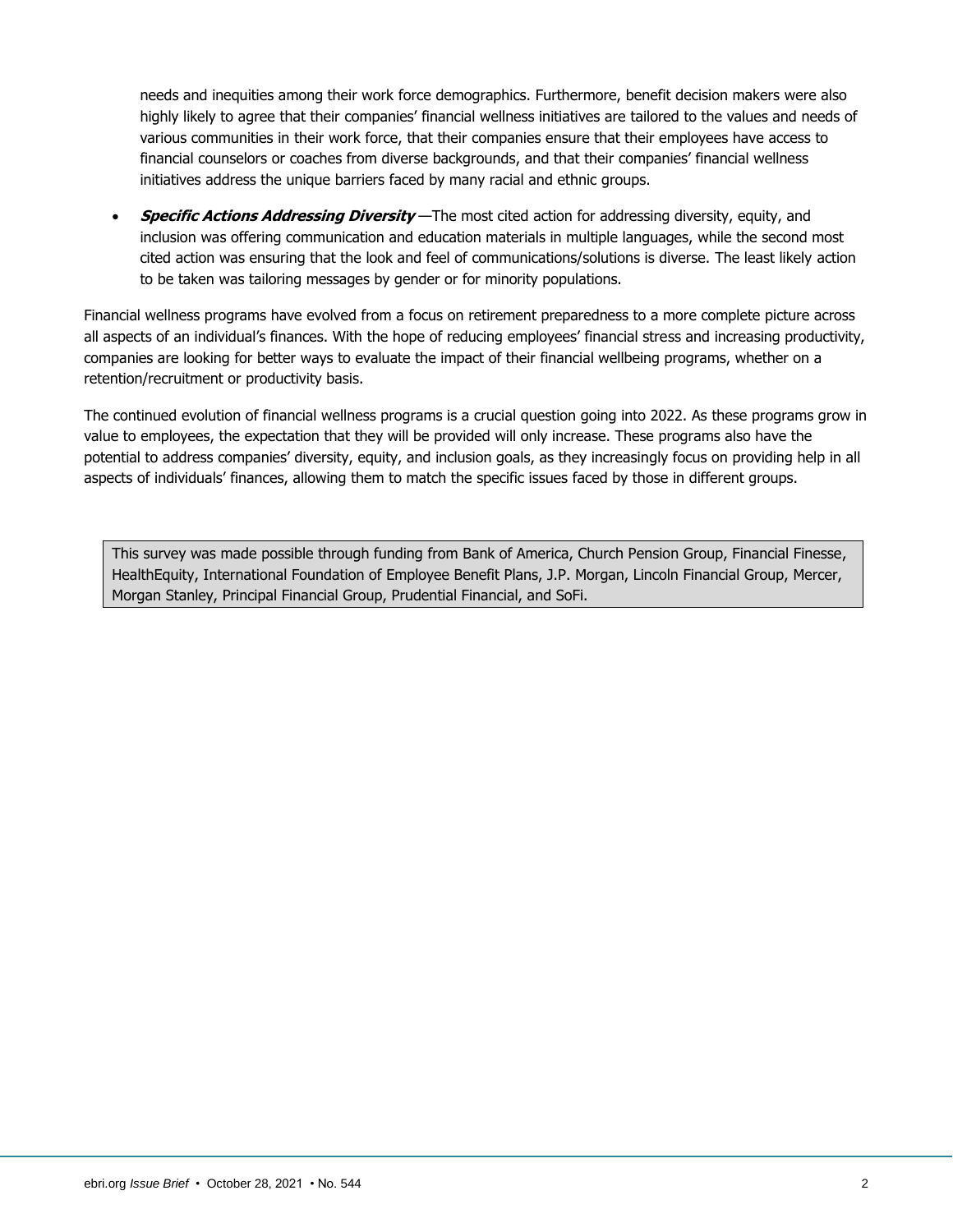needs and inequities among their work force demographics. Furthermore, benefit decision makers were also highly likely to agree that their companies' financial wellness initiatives are tailored to the values and needs of various communities in their work force, that their companies ensure that their employees have access to financial counselors or coaches from diverse backgrounds, and that their companies' financial wellness initiatives address the unique barriers faced by many racial and ethnic groups.

- ***Specific Actions Addressing Diversity*** —The most cited action for addressing diversity, equity, and inclusion was offering communication and education materials in multiple languages, while the second most cited action was ensuring that the look and feel of communications/solutions is diverse. The least likely action to be taken was tailoring messages by gender or for minority populations.

Financial wellness programs have evolved from a focus on retirement preparedness to a more complete picture across all aspects of an individual's finances. With the hope of reducing employees' financial stress and increasing productivity, companies are looking for better ways to evaluate the impact of their financial wellbeing programs, whether on a retention/recruitment or productivity basis.

The continued evolution of financial wellness programs is a crucial question going into 2022. As these programs grow in value to employees, the expectation that they will be provided will only increase. These programs also have the potential to address companies' diversity, equity, and inclusion goals, as they increasingly focus on providing help in all aspects of individuals' finances, allowing them to match the specific issues faced by those in different groups.

> This survey was made possible through funding from Bank of America, Church Pension Group, Financial Finesse, HealthEquity, International Foundation of Employee Benefit Plans, J.P. Morgan, Lincoln Financial Group, Mercer, Morgan Stanley, Principal Financial Group, Prudential Financial, and SoFi.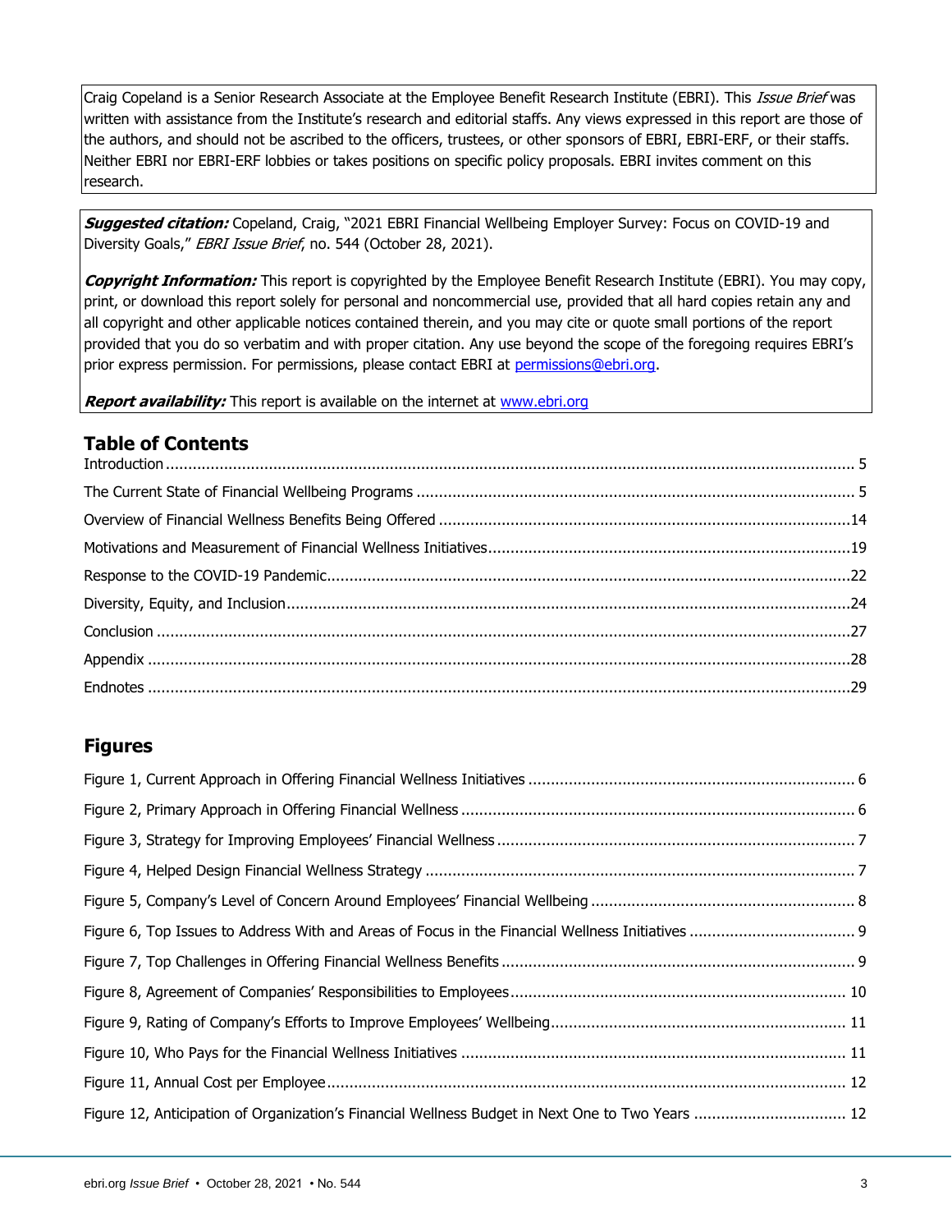Craig Copeland is a Senior Research Associate at the Employee Benefit Research Institute (EBRI). This *Issue Brief* was written with assistance from the Institute's research and editorial staffs. Any views expressed in this report are those of the authors, and should not be ascribed to the officers, trustees, or other sponsors of EBRI, EBRI-ERF, or their staffs. Neither EBRI nor EBRI-ERF lobbies or takes positions on specific policy proposals. EBRI invites comment on this research.

***Suggested citation:*** Copeland, Craig, "2021 EBRI Financial Wellbeing Employer Survey: Focus on COVID-19 and Diversity Goals," *EBRI Issue Brief*, no. 544 (October 28, 2021).

***Copyright Information:*** This report is copyrighted by the Employee Benefit Research Institute (EBRI). You may copy, print, or download this report solely for personal and noncommercial use, provided that all hard copies retain any and all copyright and other applicable notices contained therein, and you may cite or quote small portions of the report provided that you do so verbatim and with proper citation. Any use beyond the scope of the foregoing requires EBRI's prior express permission. For permissions, please contact EBRI at permissions@ebri.org.

***Report availability:*** This report is available on the internet at www.ebri.org

## Table of Contents

Introduction ........ 5
The Current State of Financial Wellbeing Programs ........ 5
Overview of Financial Wellness Benefits Being Offered ........ 14
Motivations and Measurement of Financial Wellness Initiatives ........ 19
Response to the COVID-19 Pandemic ........ 22
Diversity, Equity, and Inclusion ........ 24
Conclusion ........ 27
Appendix ........ 28
Endnotes ........ 29

## Figures

Figure 1, Current Approach in Offering Financial Wellness Initiatives ........ 6
Figure 2, Primary Approach in Offering Financial Wellness ........ 6
Figure 3, Strategy for Improving Employees' Financial Wellness ........ 7
Figure 4, Helped Design Financial Wellness Strategy ........ 7
Figure 5, Company's Level of Concern Around Employees' Financial Wellbeing ........ 8
Figure 6, Top Issues to Address With and Areas of Focus in the Financial Wellness Initiatives ........ 9
Figure 7, Top Challenges in Offering Financial Wellness Benefits ........ 9
Figure 8, Agreement of Companies' Responsibilities to Employees ........ 10
Figure 9, Rating of Company's Efforts to Improve Employees' Wellbeing ........ 11
Figure 10, Who Pays for the Financial Wellness Initiatives ........ 11
Figure 11, Annual Cost per Employee ........ 12
Figure 12, Anticipation of Organization's Financial Wellness Budget in Next One to Two Years ........ 12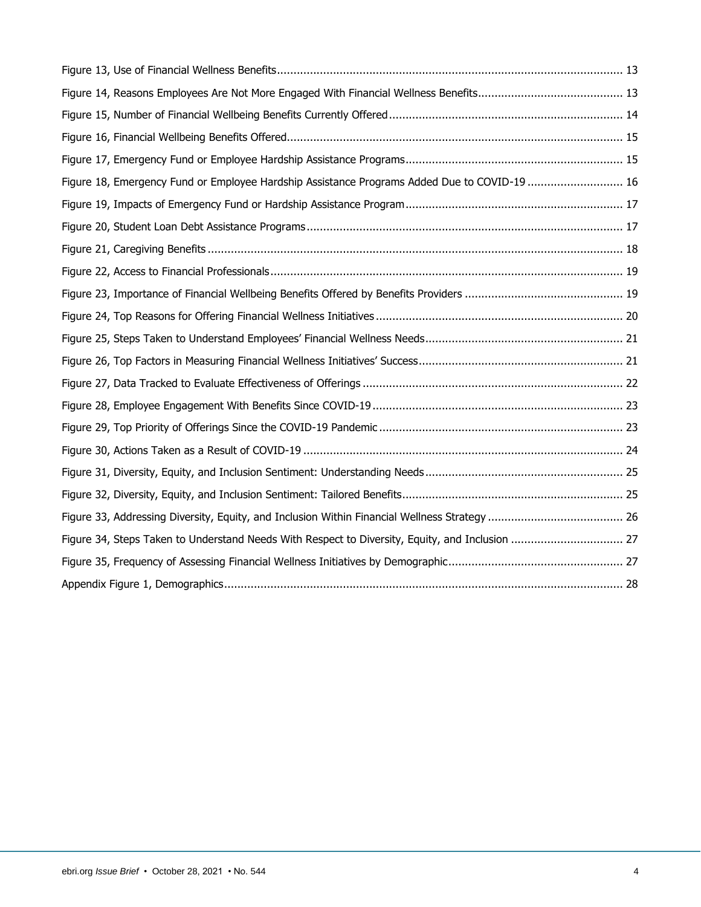Figure 13, Use of Financial Wellness Benefits ........................................................................................................ 13

Figure 14, Reasons Employees Are Not More Engaged With Financial Wellness Benefits ........................................... 13

Figure 15, Number of Financial Wellbeing Benefits Currently Offered ...................................................................... 14

Figure 16, Financial Wellbeing Benefits Offered .................................................................................................... 15

Figure 17, Emergency Fund or Employee Hardship Assistance Programs ................................................................. 15

Figure 18, Emergency Fund or Employee Hardship Assistance Programs Added Due to COVID-19 ............................ 16

Figure 19, Impacts of Emergency Fund or Hardship Assistance Program ................................................................. 17

Figure 20, Student Loan Debt Assistance Programs ............................................................................................... 17

Figure 21, Caregiving Benefits ............................................................................................................................. 18

Figure 22, Access to Financial Professionals .......................................................................................................... 19

Figure 23, Importance of Financial Wellbeing Benefits Offered by Benefits Providers ............................................... 19

Figure 24, Top Reasons for Offering Financial Wellness Initiatives .......................................................................... 20

Figure 25, Steps Taken to Understand Employees' Financial Wellness Needs ........................................................... 21

Figure 26, Top Factors in Measuring Financial Wellness Initiatives' Success ............................................................. 21

Figure 27, Data Tracked to Evaluate Effectiveness of Offerings .............................................................................. 22

Figure 28, Employee Engagement With Benefits Since COVID-19 ........................................................................... 23

Figure 29, Top Priority of Offerings Since the COVID-19 Pandemic ......................................................................... 23

Figure 30, Actions Taken as a Result of COVID-19 ................................................................................................ 24

Figure 31, Diversity, Equity, and Inclusion Sentiment: Understanding Needs ........................................................... 25

Figure 32, Diversity, Equity, and Inclusion Sentiment: Tailored Benefits .................................................................. 25

Figure 33, Addressing Diversity, Equity, and Inclusion Within Financial Wellness Strategy ......................................... 26

Figure 34, Steps Taken to Understand Needs With Respect to Diversity, Equity, and Inclusion .................................. 27

Figure 35, Frequency of Assessing Financial Wellness Initiatives by Demographic .................................................... 27

Appendix Figure 1, Demographics ........................................................................................................................ 28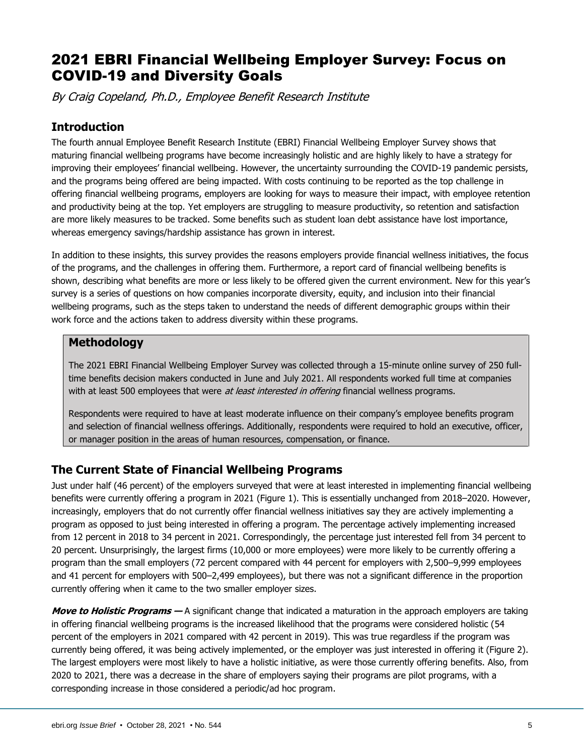# 2021 EBRI Financial Wellbeing Employer Survey: Focus on COVID-19 and Diversity Goals

*By Craig Copeland, Ph.D., Employee Benefit Research Institute*

## Introduction

The fourth annual Employee Benefit Research Institute (EBRI) Financial Wellbeing Employer Survey shows that maturing financial wellbeing programs have become increasingly holistic and are highly likely to have a strategy for improving their employees' financial wellbeing. However, the uncertainty surrounding the COVID-19 pandemic persists, and the programs being offered are being impacted. With costs continuing to be reported as the top challenge in offering financial wellbeing programs, employers are looking for ways to measure their impact, with employee retention and productivity being at the top. Yet employers are struggling to measure productivity, so retention and satisfaction are more likely measures to be tracked. Some benefits such as student loan debt assistance have lost importance, whereas emergency savings/hardship assistance has grown in interest.

In addition to these insights, this survey provides the reasons employers provide financial wellness initiatives, the focus of the programs, and the challenges in offering them. Furthermore, a report card of financial wellbeing benefits is shown, describing what benefits are more or less likely to be offered given the current environment. New for this year's survey is a series of questions on how companies incorporate diversity, equity, and inclusion into their financial wellbeing programs, such as the steps taken to understand the needs of different demographic groups within their work force and the actions taken to address diversity within these programs.

### Methodology

The 2021 EBRI Financial Wellbeing Employer Survey was collected through a 15-minute online survey of 250 full-time benefits decision makers conducted in June and July 2021. All respondents worked full time at companies with at least 500 employees that were *at least interested in offering* financial wellness programs.

Respondents were required to have at least moderate influence on their company's employee benefits program and selection of financial wellness offerings. Additionally, respondents were required to hold an executive, officer, or manager position in the areas of human resources, compensation, or finance.

## The Current State of Financial Wellbeing Programs

Just under half (46 percent) of the employers surveyed that were at least interested in implementing financial wellbeing benefits were currently offering a program in 2021 (Figure 1). This is essentially unchanged from 2018–2020. However, increasingly, employers that do not currently offer financial wellness initiatives say they are actively implementing a program as opposed to just being interested in offering a program. The percentage actively implementing increased from 12 percent in 2018 to 34 percent in 2021. Correspondingly, the percentage just interested fell from 34 percent to 20 percent. Unsurprisingly, the largest firms (10,000 or more employees) were more likely to be currently offering a program than the small employers (72 percent compared with 44 percent for employers with 2,500–9,999 employees and 41 percent for employers with 500–2,499 employees), but there was not a significant difference in the proportion currently offering when it came to the two smaller employer sizes.

***Move to Holistic Programs —*** A significant change that indicated a maturation in the approach employers are taking in offering financial wellbeing programs is the increased likelihood that the programs were considered holistic (54 percent of the employers in 2021 compared with 42 percent in 2019). This was true regardless if the program was currently being offered, it was being actively implemented, or the employer was just interested in offering it (Figure 2). The largest employers were most likely to have a holistic initiative, as were those currently offering benefits. Also, from 2020 to 2021, there was a decrease in the share of employers saying their programs are pilot programs, with a corresponding increase in those considered a periodic/ad hoc program.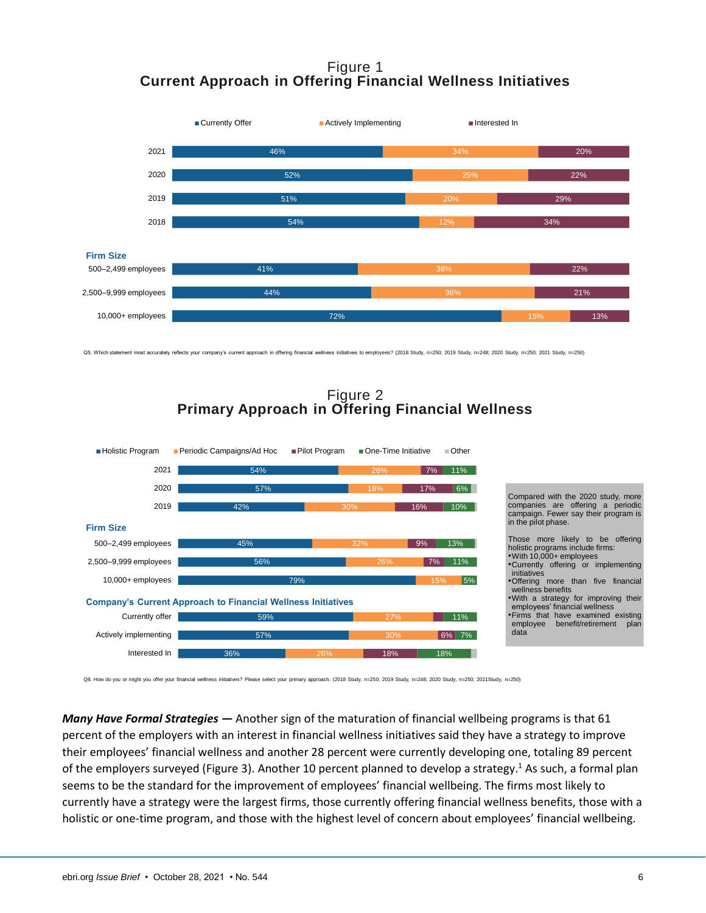# Figure 1
## Current Approach in Offering Financial Wellness Initiatives

| | Currently Offer | Actively Implementing | Interested In |
|---|---|---|---|
| 2021 | 46% | 34% | 20% |
| 2020 | 52% | 25% | 22% |
| 2019 | 51% | 20% | 29% |
| 2018 | 54% | 12% | 34% |
| **Firm Size** | | | |
| 500–2,499 employees | 41% | 38% | 22% |
| 2,500–9,999 employees | 44% | 36% | 21% |
| 10,000+ employees | 72% | 15% | 13% |

Q5. Which statement most accurately reflects your company's current approach in offering financial wellness initiatives to employees? (2018 Study, n=250; 2019 Study, n=248; 2020 Study, n=250; 2021 Study, n=250)

# Figure 2
## Primary Approach in Offering Financial Wellness

| | Holistic Program | Periodic Campaigns/Ad Hoc | Pilot Program | One-Time Initiative | Other |
|---|---|---|---|---|---|
| 2021 | 54% | 28% | 7% | 11% | |
| 2020 | 57% | 18% | 17% | 6% | |
| 2019 | 42% | 30% | 16% | 10% | |
| **Firm Size** | | | | | |
| 500–2,499 employees | 45% | 32% | 9% | 13% | |
| 2,500–9,999 employees | 56% | 26% | 7% | 11% | |
| 10,000+ employees | 79% | 15% | | 5% | |
| **Company's Current Approach to Financial Wellness Initiatives** | | | | | |
| Currently offer | 59% | 27% | | 11% | |
| Actively implementing | 57% | 30% | 6% | 7% | |
| Interested In | 36% | 26% | 18% | 18% | |

Compared with the 2020 study, more companies are offering a periodic campaign. Fewer say their program is in the pilot phase.

Those more likely to be offering holistic programs include firms:
- With 10,000+ employees
- Currently offering or implementing initiatives
- Offering more than five financial wellness benefits
- With a strategy for improving their employees' financial wellness
- Firms that have examined existing employee benefit/retirement plan data

Q8. How do you or might you offer your financial wellness initiatives? Please select your primary approach. (2018 Study, n=250; 2019 Study, n=248; 2020 Study, n=250; 2021Study, n=250)

***Many Have Formal Strategies —*** Another sign of the maturation of financial wellbeing programs is that 61 percent of the employers with an interest in financial wellness initiatives said they have a strategy to improve their employees' financial wellness and another 28 percent were currently developing one, totaling 89 percent of the employers surveyed (Figure 3). Another 10 percent planned to develop a strategy.[1] As such, a formal plan seems to be the standard for the improvement of employees' financial wellbeing. The firms most likely to currently have a strategy were the largest firms, those currently offering financial wellness benefits, those with a holistic or one-time program, and those with the highest level of concern about employees' financial wellbeing.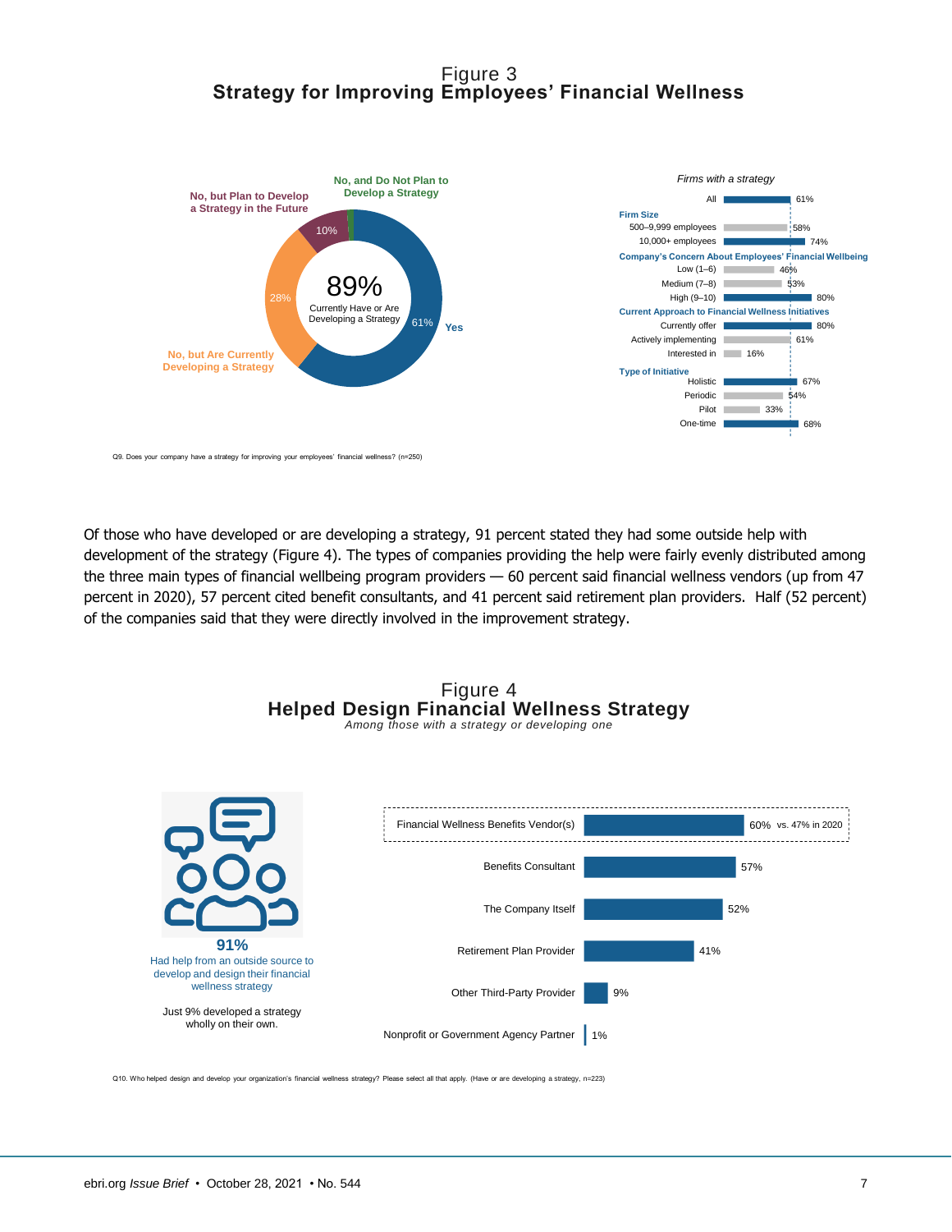## Figure 3
## Strategy for Improving Employees' Financial Wellness

**89%** Currently Have or Are Developing a Strategy

| Response | Percent |
|---|---|
| Yes | 61% |
| No, but Are Currently Developing a Strategy | 28% |
| No, but Plan to Develop a Strategy in the Future | 10% |
| No, and Do Not Plan to Develop a Strategy | |

*Firms with a strategy*

| | Percent |
|---|---|
| All | 61% |
| **Firm Size** | |
| 500–9,999 employees | 58% |
| 10,000+ employees | 74% |
| **Company's Concern About Employees' Financial Wellbeing** | |
| Low (1–6) | 46% |
| Medium (7–8) | 53% |
| High (9–10) | 80% |
| **Current Approach to Financial Wellness Initiatives** | |
| Currently offer | 80% |
| Actively implementing | 61% |
| Interested in | 16% |
| **Type of Initiative** | |
| Holistic | 67% |
| Periodic | 54% |
| Pilot | 33% |
| One-time | 68% |

Q9. Does your company have a strategy for improving your employees' financial wellness? (n=250)

Of those who have developed or are developing a strategy, 91 percent stated they had some outside help with development of the strategy (Figure 4). The types of companies providing the help were fairly evenly distributed among the three main types of financial wellbeing program providers — 60 percent said financial wellness vendors (up from 47 percent in 2020), 57 percent cited benefit consultants, and 41 percent said retirement plan providers. Half (52 percent) of the companies said that they were directly involved in the improvement strategy.

## Figure 4
## Helped Design Financial Wellness Strategy
*Among those with a strategy or developing one*

**91%** Had help from an outside source to develop and design their financial wellness strategy

Just 9% developed a strategy wholly on their own.

| Source | Percent |
|---|---|
| Financial Wellness Benefits Vendor(s) | 60% vs. 47% in 2020 |
| Benefits Consultant | 57% |
| The Company Itself | 52% |
| Retirement Plan Provider | 41% |
| Other Third-Party Provider | 9% |
| Nonprofit or Government Agency Partner | 1% |

Q10. Who helped design and develop your organization's financial wellness strategy? Please select all that apply. (Have or are developing a strategy, n=223)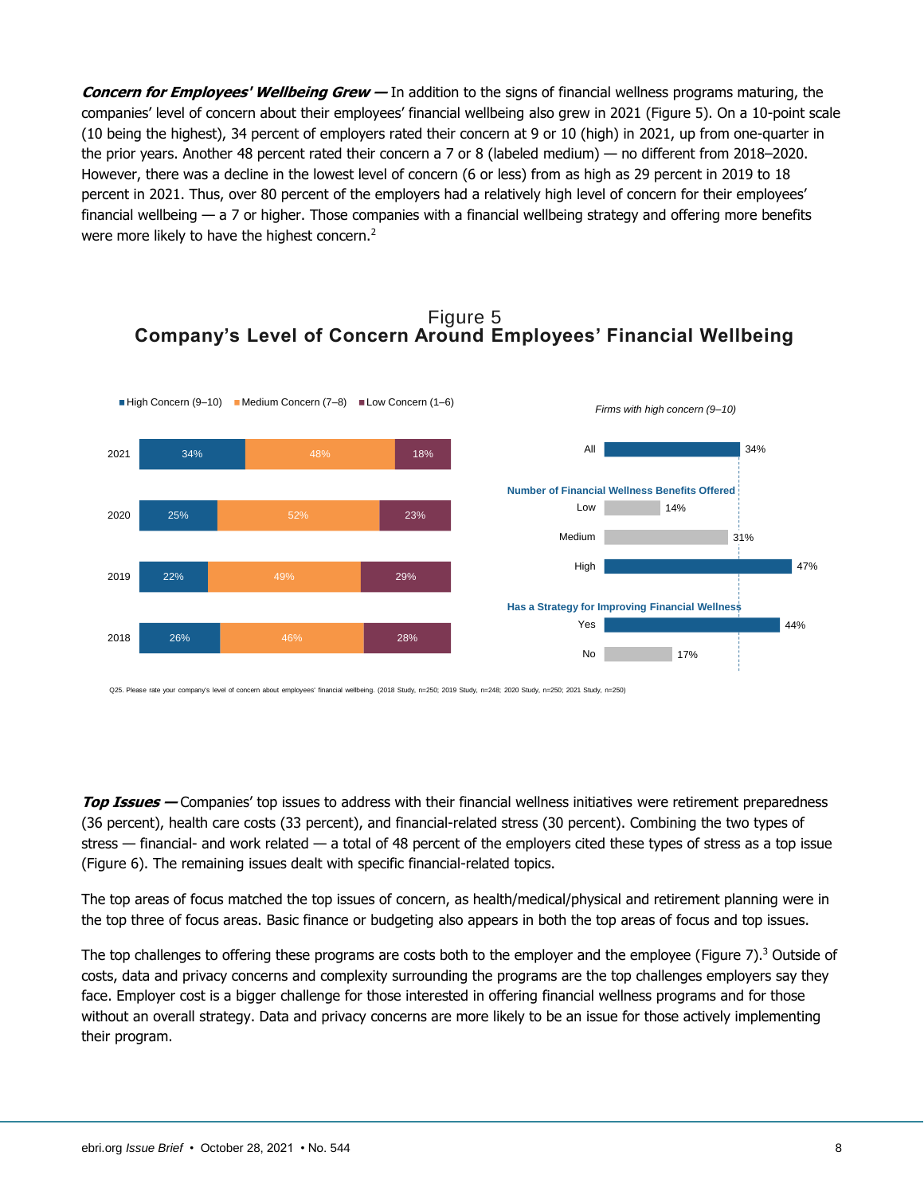***Concern for Employees' Wellbeing Grew —*** In addition to the signs of financial wellness programs maturing, the companies' level of concern about their employees' financial wellbeing also grew in 2021 (Figure 5). On a 10-point scale (10 being the highest), 34 percent of employers rated their concern at 9 or 10 (high) in 2021, up from one-quarter in the prior years. Another 48 percent rated their concern a 7 or 8 (labeled medium) — no different from 2018–2020. However, there was a decline in the lowest level of concern (6 or less) from as high as 29 percent in 2019 to 18 percent in 2021. Thus, over 80 percent of the employers had a relatively high level of concern for their employees' financial wellbeing — a 7 or higher. Those companies with a financial wellbeing strategy and offering more benefits were more likely to have the highest concern.[2]

## Figure 5
## Company's Level of Concern Around Employees' Financial Wellbeing

| Year | High Concern (9–10) | Medium Concern (7–8) | Low Concern (1–6) |
|---|---|---|---|
| 2021 | 34% | 48% | 18% |
| 2020 | 25% | 52% | 23% |
| 2019 | 22% | 49% | 29% |
| 2018 | 26% | 46% | 28% |

*Firms with high concern (9–10)*

| | |
|---|---|
| All | 34% |
| **Number of Financial Wellness Benefits Offered** | |
| Low | 14% |
| Medium | 31% |
| High | 47% |
| **Has a Strategy for Improving Financial Wellness** | |
| Yes | 44% |
| No | 17% |

Q25. Please rate your company's level of concern about employees' financial wellbeing. (2018 Study, n=250; 2019 Study, n=248; 2020 Study, n=250; 2021 Study, n=250)

***Top Issues —*** Companies' top issues to address with their financial wellness initiatives were retirement preparedness (36 percent), health care costs (33 percent), and financial-related stress (30 percent). Combining the two types of stress — financial- and work related — a total of 48 percent of the employers cited these types of stress as a top issue (Figure 6). The remaining issues dealt with specific financial-related topics.

The top areas of focus matched the top issues of concern, as health/medical/physical and retirement planning were in the top three of focus areas. Basic finance or budgeting also appears in both the top areas of focus and top issues.

The top challenges to offering these programs are costs both to the employer and the employee (Figure 7).[3] Outside of costs, data and privacy concerns and complexity surrounding the programs are the top challenges employers say they face. Employer cost is a bigger challenge for those interested in offering financial wellness programs and for those without an overall strategy. Data and privacy concerns are more likely to be an issue for those actively implementing their program.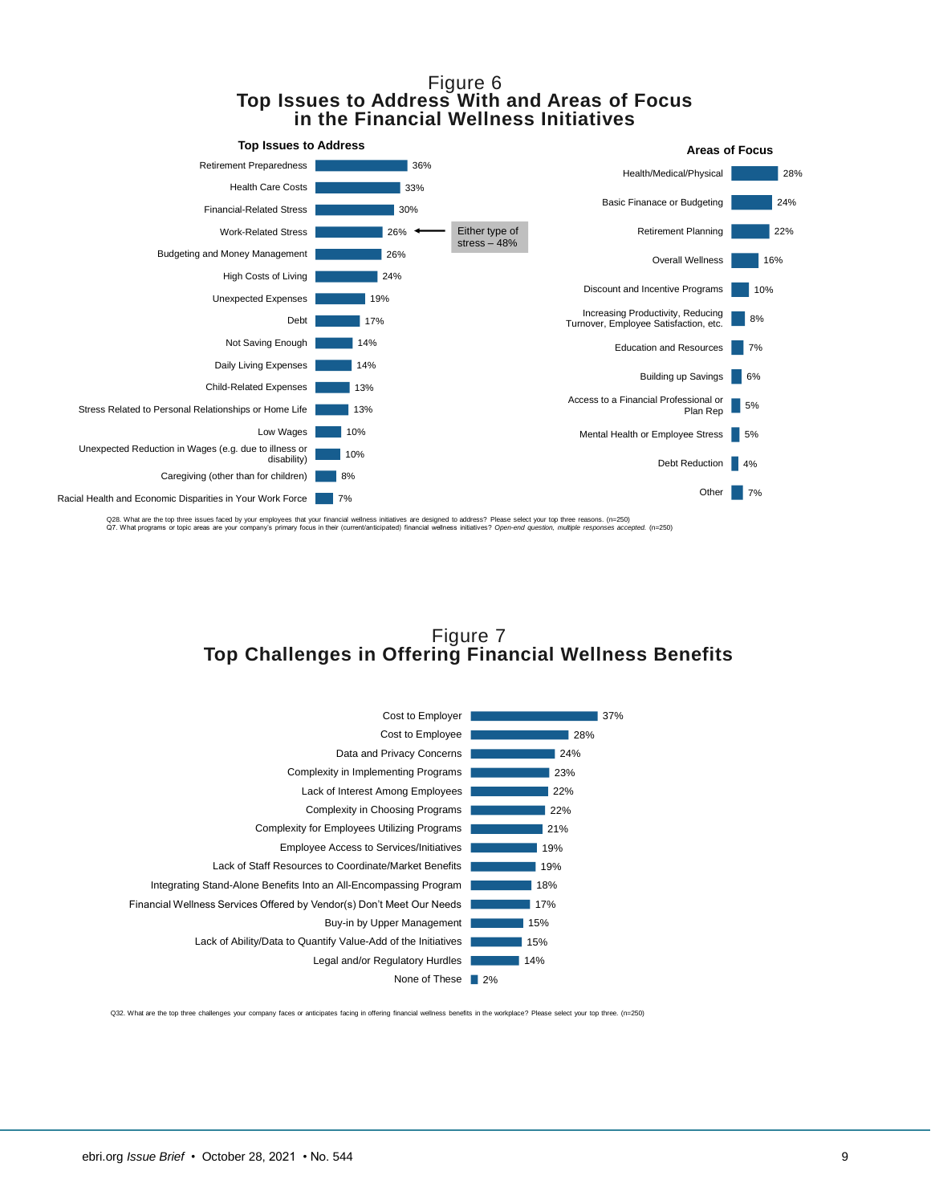## Figure 6
### Top Issues to Address With and Areas of Focus in the Financial Wellness Initiatives

**Top Issues to Address**

| Issue | Percentage |
|---|---|
| Retirement Preparedness | 36% |
| Health Care Costs | 33% |
| Financial-Related Stress | 30% |
| Work-Related Stress | 26% |
| Budgeting and Money Management | 26% |
| High Costs of Living | 24% |
| Unexpected Expenses | 19% |
| Debt | 17% |
| Not Saving Enough | 14% |
| Daily Living Expenses | 14% |
| Child-Related Expenses | 13% |
| Stress Related to Personal Relationships or Home Life | 13% |
| Low Wages | 10% |
| Unexpected Reduction in Wages (e.g. due to illness or disability) | 10% |
| Caregiving (other than for children) | 8% |
| Racial Health and Economic Disparities in Your Work Force | 7% |

Either type of stress – 48%

**Areas of Focus**

| Area | Percentage |
|---|---|
| Health/Medical/Physical | 28% |
| Basic Finanace or Budgeting | 24% |
| Retirement Planning | 22% |
| Overall Wellness | 16% |
| Discount and Incentive Programs | 10% |
| Increasing Productivity, Reducing Turnover, Employee Satisfaction, etc. | 8% |
| Education and Resources | 7% |
| Building up Savings | 6% |
| Access to a Financial Professional or Plan Rep | 5% |
| Mental Health or Employee Stress | 5% |
| Debt Reduction | 4% |
| Other | 7% |

Q28. What are the top three issues faced by your employees that your financial wellness initiatives are designed to address? Please select your top three reasons. (n=250)
Q7. What programs or topic areas are your company's primary focus in their (current/anticipated) financial wellness initiatives? *Open-end question, multiple responses accepted.* (n=250)

## Figure 7
### Top Challenges in Offering Financial Wellness Benefits

| Challenge | Percentage |
|---|---|
| Cost to Employer | 37% |
| Cost to Employee | 28% |
| Data and Privacy Concerns | 24% |
| Complexity in Implementing Programs | 23% |
| Lack of Interest Among Employees | 22% |
| Complexity in Choosing Programs | 22% |
| Complexity for Employees Utilizing Programs | 21% |
| Employee Access to Services/Initiatives | 19% |
| Lack of Staff Resources to Coordinate/Market Benefits | 19% |
| Integrating Stand-Alone Benefits Into an All-Encompassing Program | 18% |
| Financial Wellness Services Offered by Vendor(s) Don't Meet Our Needs | 17% |
| Buy-in by Upper Management | 15% |
| Lack of Ability/Data to Quantify Value-Add of the Initiatives | 15% |
| Legal and/or Regulatory Hurdles | 14% |
| None of These | 2% |

Q32. What are the top three challenges your company faces or anticipates facing in offering financial wellness benefits in the workplace? Please select your top three. (n=250)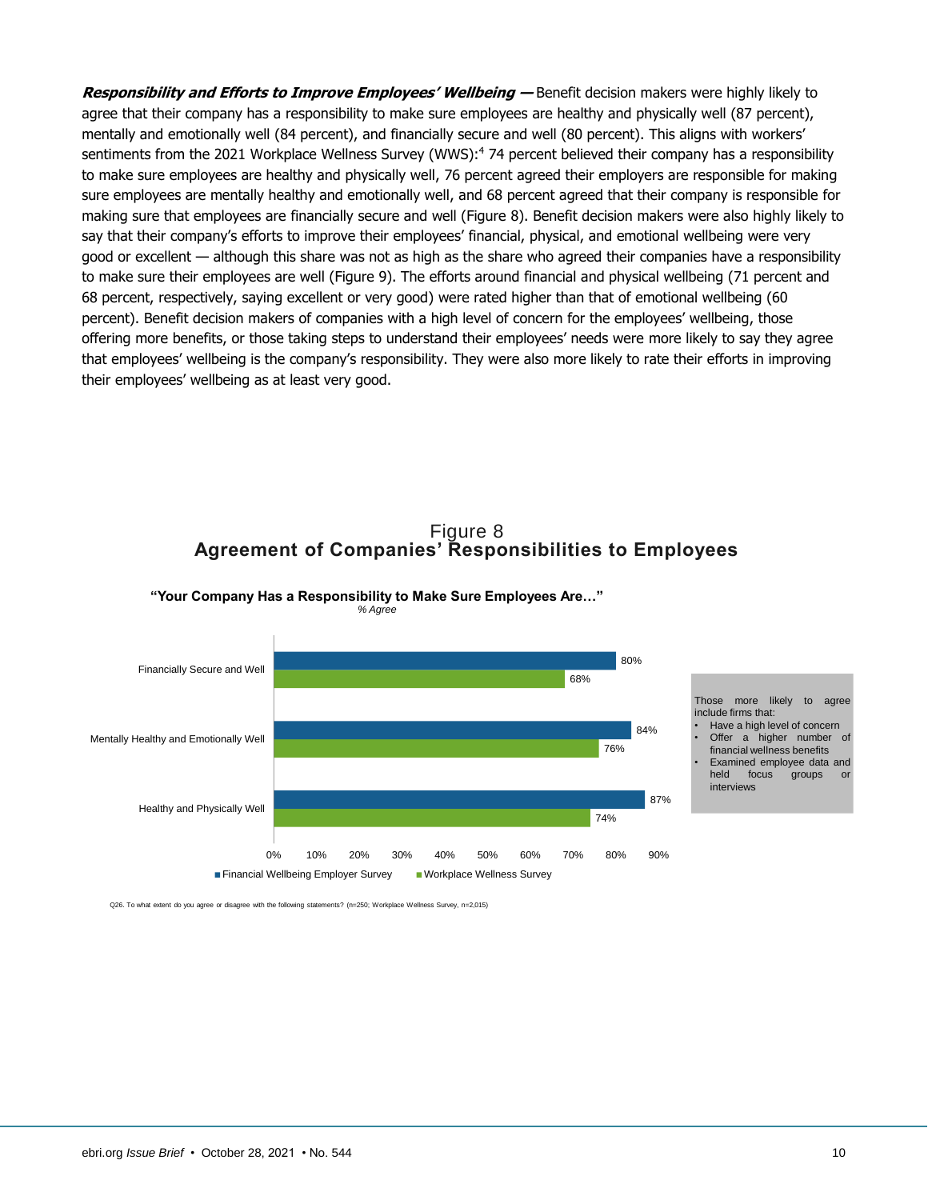***Responsibility and Efforts to Improve Employees' Wellbeing —*** Benefit decision makers were highly likely to agree that their company has a responsibility to make sure employees are healthy and physically well (87 percent), mentally and emotionally well (84 percent), and financially secure and well (80 percent). This aligns with workers' sentiments from the 2021 Workplace Wellness Survey (WWS):[4] 74 percent believed their company has a responsibility to make sure employees are healthy and physically well, 76 percent agreed their employers are responsible for making sure employees are mentally healthy and emotionally well, and 68 percent agreed that their company is responsible for making sure that employees are financially secure and well (Figure 8). Benefit decision makers were also highly likely to say that their company's efforts to improve their employees' financial, physical, and emotional wellbeing were very good or excellent — although this share was not as high as the share who agreed their companies have a responsibility to make sure their employees are well (Figure 9). The efforts around financial and physical wellbeing (71 percent and 68 percent, respectively, saying excellent or very good) were rated higher than that of emotional wellbeing (60 percent). Benefit decision makers of companies with a high level of concern for the employees' wellbeing, those offering more benefits, or those taking steps to understand their employees' needs were more likely to say they agree that employees' wellbeing is the company's responsibility. They were also more likely to rate their efforts in improving their employees' wellbeing as at least very good.

Figure 8
**Agreement of Companies' Responsibilities to Employees**

**"Your Company Has a Responsibility to Make Sure Employees Are…"**
*% Agree*

| | Financial Wellbeing Employer Survey | Workplace Wellness Survey |
|---|---|---|
| Financially Secure and Well | 80% | 68% |
| Mentally Healthy and Emotionally Well | 84% | 76% |
| Healthy and Physically Well | 87% | 74% |

Those more likely to agree include firms that:
- Have a high level of concern
- Offer a higher number of financial wellness benefits
- Examined employee data and held focus groups or interviews

Q26. To what extent do you agree or disagree with the following statements? (n=250; Workplace Wellness Survey, n=2,015)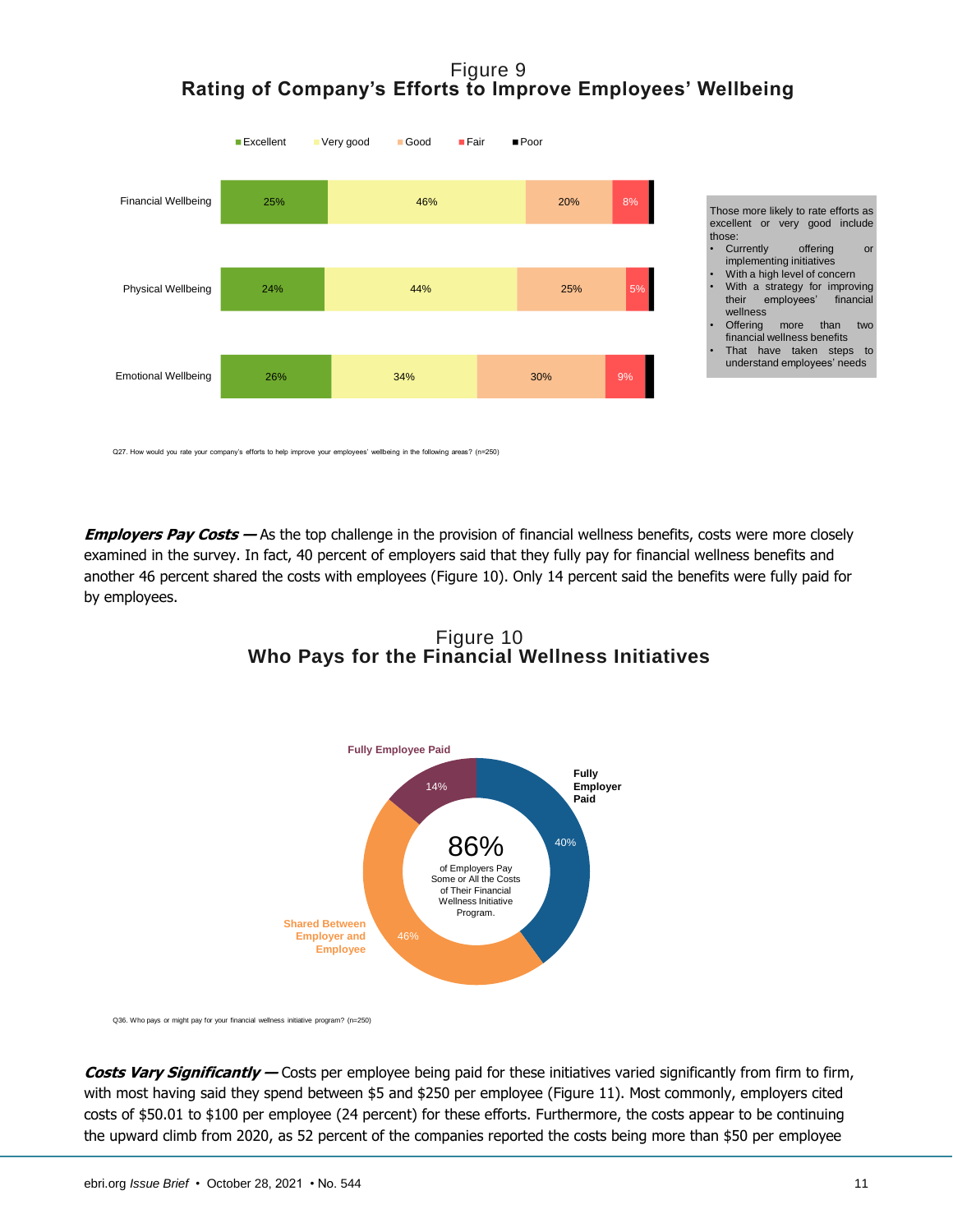Figure 9
**Rating of Company's Efforts to Improve Employees' Wellbeing**

| | Excellent | Very good | Good | Fair | Poor |
|---|---|---|---|---|---|
| Financial Wellbeing | 25% | 46% | 20% | 8% | |
| Physical Wellbeing | 24% | 44% | 25% | 5% | |
| Emotional Wellbeing | 26% | 34% | 30% | 9% | |

Those more likely to rate efforts as excellent or very good include those:

- Currently offering or implementing initiatives
- With a high level of concern
- With a strategy for improving their employees' financial wellness
- Offering more than two financial wellness benefits
- That have taken steps to understand employees' needs

Q27. How would you rate your company's efforts to help improve your employees' wellbeing in the following areas? (n=250)

***Employers Pay Costs —*** As the top challenge in the provision of financial wellness benefits, costs were more closely examined in the survey. In fact, 40 percent of employers said that they fully pay for financial wellness benefits and another 46 percent shared the costs with employees (Figure 10). Only 14 percent said the benefits were fully paid for by employees.

Figure 10
**Who Pays for the Financial Wellness Initiatives**

| Who Pays | Percent |
|---|---|
| Fully Employer Paid | 40% |
| Shared Between Employer and Employee | 46% |
| Fully Employee Paid | 14% |

86% of Employers Pay Some or All the Costs of Their Financial Wellness Initiative Program.

Q36. Who pays or might pay for your financial wellness initiative program? (n=250)

***Costs Vary Significantly —*** Costs per employee being paid for these initiatives varied significantly from firm to firm, with most having said they spend between $5 and $250 per employee (Figure 11). Most commonly, employers cited costs of $50.01 to $100 per employee (24 percent) for these efforts. Furthermore, the costs appear to be continuing the upward climb from 2020, as 52 percent of the companies reported the costs being more than $50 per employee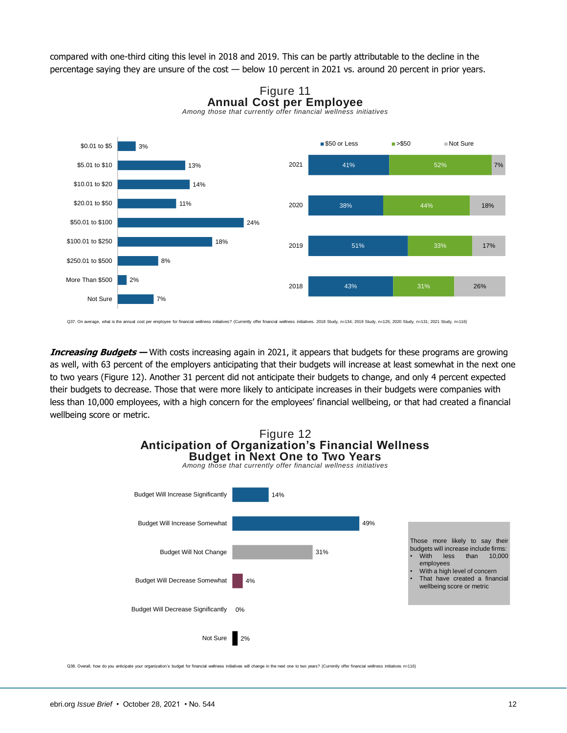compared with one-third citing this level in 2018 and 2019. This can be partly attributable to the decline in the percentage saying they are unsure of the cost — below 10 percent in 2021 vs. around 20 percent in prior years.

Figure 11
**Annual Cost per Employee**
*Among those that currently offer financial wellness initiatives*

| Annual Cost | Percentage |
|---|---|
| $0.01 to $5 | 3% |
| $5.01 to $10 | 13% |
| $10.01 to $20 | 14% |
| $20.01 to $50 | 11% |
| $50.01 to $100 | 24% |
| $100.01 to $250 | 18% |
| $250.01 to $500 | 8% |
| More Than $500 | 2% |
| Not Sure | 7% |

| Year | $50 or Less | >$50 | Not Sure |
|---|---|---|---|
| 2021 | 41% | 52% | 7% |
| 2020 | 38% | 44% | 18% |
| 2019 | 51% | 33% | 17% |
| 2018 | 43% | 31% | 26% |

Q37. On average, what is the annual cost per employee for financial wellness initiatives? (Currently offer financial wellness initiatives. 2018 Study, n=134; 2019 Study, n=126; 2020 Study, n=131; 2021 Study, n=116)

***Increasing Budgets —*** With costs increasing again in 2021, it appears that budgets for these programs are growing as well, with 63 percent of the employers anticipating that their budgets will increase at least somewhat in the next one to two years (Figure 12). Another 31 percent did not anticipate their budgets to change, and only 4 percent expected their budgets to decrease. Those that were more likely to anticipate increases in their budgets were companies with less than 10,000 employees, with a high concern for the employees' financial wellbeing, or that had created a financial wellbeing score or metric.

Figure 12
**Anticipation of Organization's Financial Wellness Budget in Next One to Two Years**
*Among those that currently offer financial wellness initiatives*

| Response | Percentage |
|---|---|
| Budget Will Increase Significantly | 14% |
| Budget Will Increase Somewhat | 49% |
| Budget Will Not Change | 31% |
| Budget Will Decrease Somewhat | 4% |
| Budget Will Decrease Significantly | 0% |
| Not Sure | 2% |

Those more likely to say their budgets will increase include firms:
- With less than 10,000 employees
- With a high level of concern
- That have created a financial wellbeing score or metric

Q38. Overall, how do you anticipate your organization's budget for financial wellness initiatives will change in the next one to two years? (Currently offer financial wellness initiatives n=116)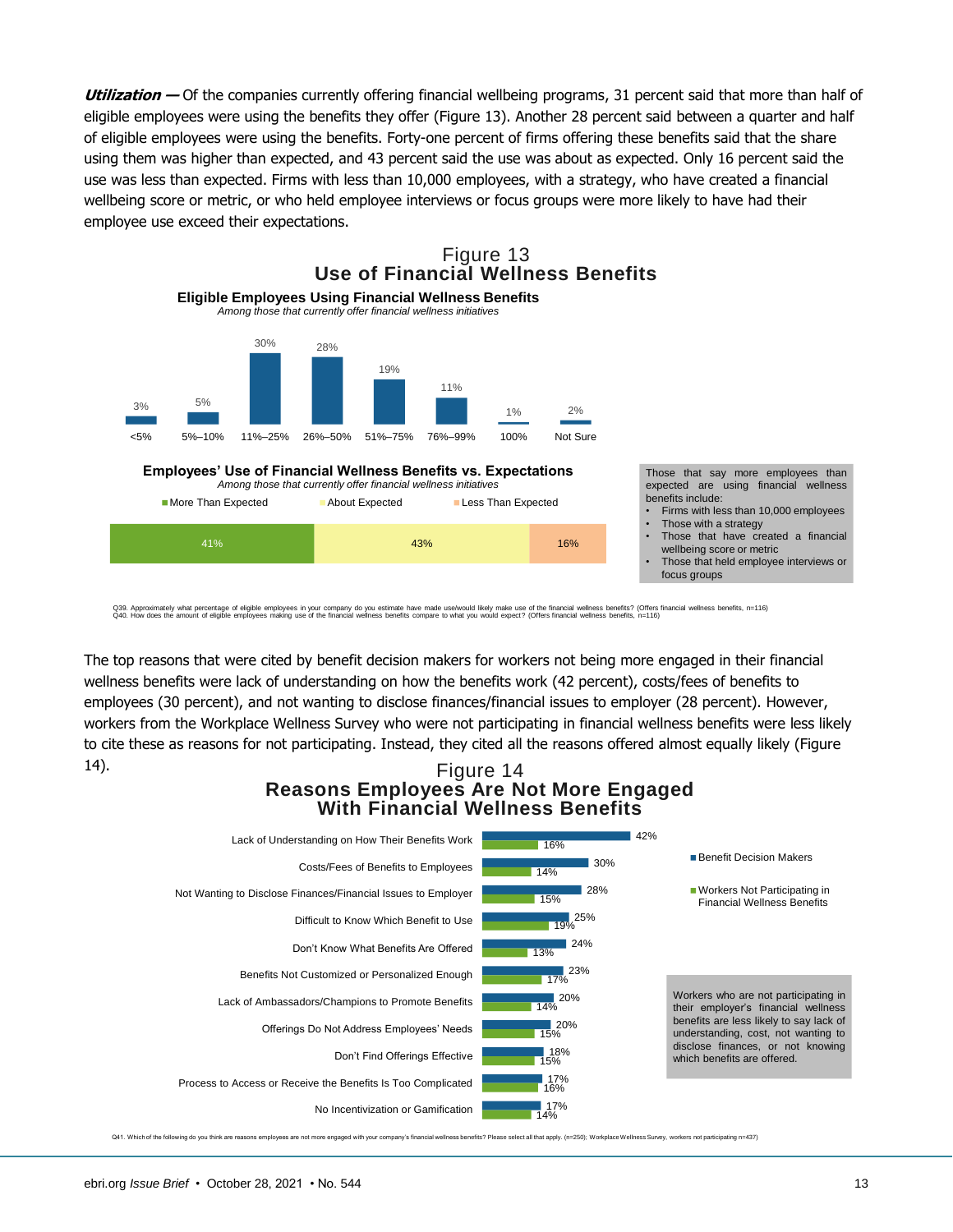***Utilization —*** Of the companies currently offering financial wellbeing programs, 31 percent said that more than half of eligible employees were using the benefits they offer (Figure 13). Another 28 percent said between a quarter and half of eligible employees were using the benefits. Forty-one percent of firms offering these benefits said that the share using them was higher than expected, and 43 percent said the use was about as expected. Only 16 percent said the use was less than expected. Firms with less than 10,000 employees, with a strategy, who have created a financial wellbeing score or metric, or who held employee interviews or focus groups were more likely to have had their employee use exceed their expectations.

## Figure 13
## Use of Financial Wellness Benefits

**Eligible Employees Using Financial Wellness Benefits**
*Among those that currently offer financial wellness initiatives*

| <5% | 5%–10% | 11%–25% | 26%–50% | 51%–75% | 76%–99% | 100% | Not Sure |
|---|---|---|---|---|---|---|---|
| 3% | 5% | 30% | 28% | 19% | 11% | 1% | 2% |

**Employees' Use of Financial Wellness Benefits vs. Expectations**
*Among those that currently offer financial wellness initiatives*

| More Than Expected | About Expected | Less Than Expected |
|---|---|---|
| 41% | 43% | 16% |

Those that say more employees than expected are using financial wellness benefits include:
- Firms with less than 10,000 employees
- Those with a strategy
- Those that have created a financial wellbeing score or metric
- Those that held employee interviews or focus groups

Q39. Approximately what percentage of eligible employees in your company do you estimate have made use/would likely make use of the financial wellness benefits? (Offers financial wellness benefits, n=116)
Q40. How does the amount of eligible employees making use of the financial wellness benefits compare to what you would expect? (Offers financial wellness benefits, n=116)

The top reasons that were cited by benefit decision makers for workers not being more engaged in their financial wellness benefits were lack of understanding on how the benefits work (42 percent), costs/fees of benefits to employees (30 percent), and not wanting to disclose finances/financial issues to employer (28 percent). However, workers from the Workplace Wellness Survey who were not participating in financial wellness benefits were less likely to cite these as reasons for not participating. Instead, they cited all the reasons offered almost equally likely (Figure 14).

## Figure 14
## Reasons Employees Are Not More Engaged With Financial Wellness Benefits

| Reason | Benefit Decision Makers | Workers Not Participating in Financial Wellness Benefits |
|---|---|---|
| Lack of Understanding on How Their Benefits Work | 42% | 16% |
| Costs/Fees of Benefits to Employees | 30% | 14% |
| Not Wanting to Disclose Finances/Financial Issues to Employer | 28% | 15% |
| Difficult to Know Which Benefit to Use | 25% | 19% |
| Don't Know What Benefits Are Offered | 24% | 13% |
| Benefits Not Customized or Personalized Enough | 23% | 17% |
| Lack of Ambassadors/Champions to Promote Benefits | 20% | 14% |
| Offerings Do Not Address Employees' Needs | 20% | 15% |
| Don't Find Offerings Effective | 18% | 15% |
| Process to Access or Receive the Benefits Is Too Complicated | 17% | 16% |
| No Incentivization or Gamification | 17% | 14% |

Workers who are not participating in their employer's financial wellness benefits are less likely to say lack of understanding, cost, not wanting to disclose finances, or not knowing which benefits are offered.

Q41. Which of the following do you think are reasons employees are not more engaged with your company's financial wellness benefits? Please select all that apply. (n=250); Workplace Wellness Survey, workers not participating n=437)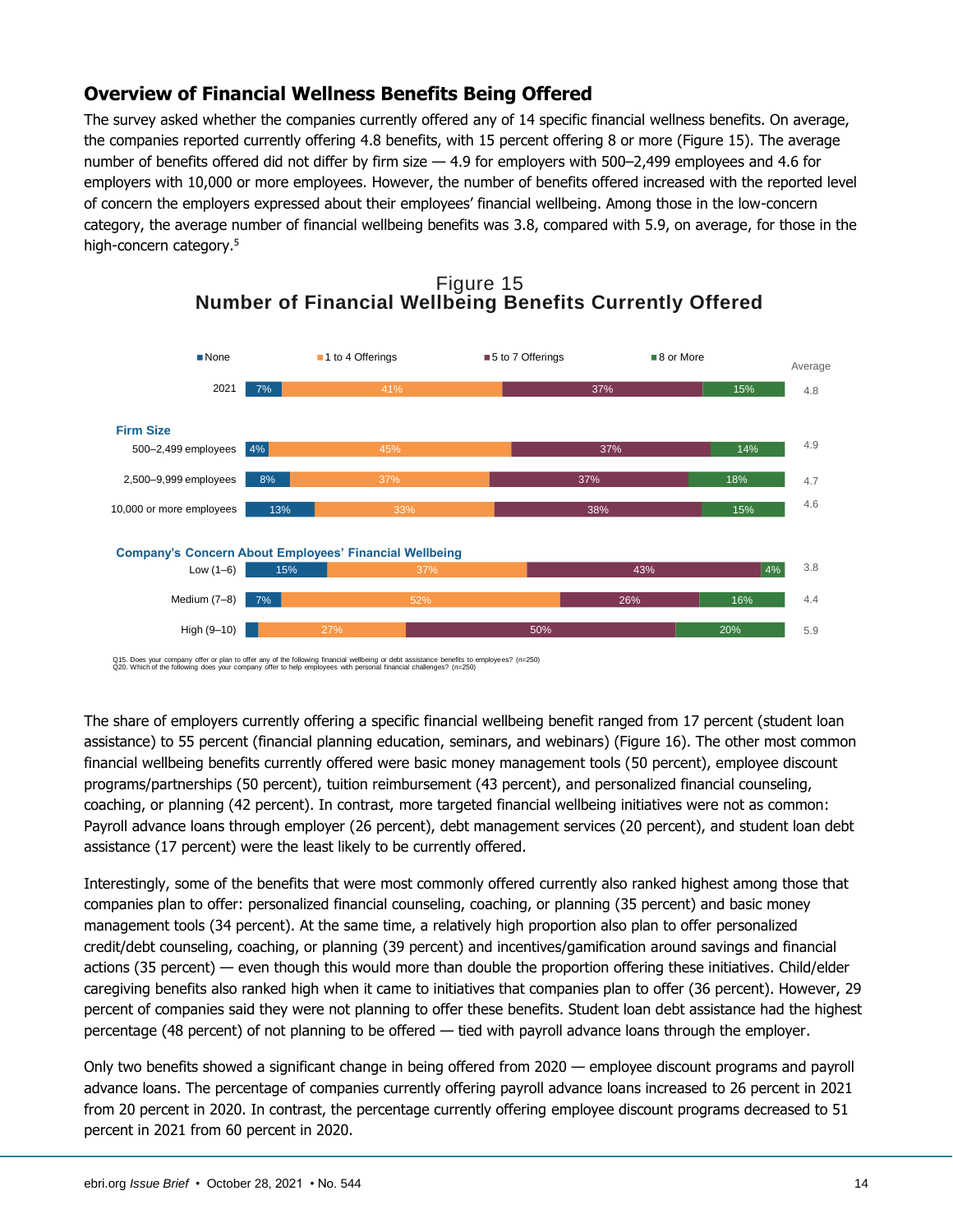## Overview of Financial Wellness Benefits Being Offered

The survey asked whether the companies currently offered any of 14 specific financial wellness benefits. On average, the companies reported currently offering 4.8 benefits, with 15 percent offering 8 or more (Figure 15). The average number of benefits offered did not differ by firm size — 4.9 for employers with 500–2,499 employees and 4.6 for employers with 10,000 or more employees. However, the number of benefits offered increased with the reported level of concern the employers expressed about their employees' financial wellbeing. Among those in the low-concern category, the average number of financial wellbeing benefits was 3.8, compared with 5.9, on average, for those in the high-concern category.[5]

Figure 15
**Number of Financial Wellbeing Benefits Currently Offered**

| | None | 1 to 4 Offerings | 5 to 7 Offerings | 8 or More | Average |
|---|---|---|---|---|---|
| 2021 | 7% | 41% | 37% | 15% | 4.8 |
| **Firm Size** | | | | | |
| 500–2,499 employees | 4% | 45% | 37% | 14% | 4.9 |
| 2,500–9,999 employees | 8% | 37% | 37% | 18% | 4.7 |
| 10,000 or more employees | 13% | 33% | 38% | 15% | 4.6 |
| **Company's Concern About Employees' Financial Wellbeing** | | | | | |
| Low (1–6) | 15% | 37% | 43% | 4% | 3.8 |
| Medium (7–8) | 7% | 52% | 26% | 16% | 4.4 |
| High (9–10) | | 27% | 50% | 20% | 5.9 |

Q15. Does your company offer or plan to offer any of the following financial wellbeing or debt assistance benefits to employees? (n=250)
Q20. Which of the following does your company offer to help employees with personal financial challenges? (n=250)

The share of employers currently offering a specific financial wellbeing benefit ranged from 17 percent (student loan assistance) to 55 percent (financial planning education, seminars, and webinars) (Figure 16). The other most common financial wellbeing benefits currently offered were basic money management tools (50 percent), employee discount programs/partnerships (50 percent), tuition reimbursement (43 percent), and personalized financial counseling, coaching, or planning (42 percent). In contrast, more targeted financial wellbeing initiatives were not as common: Payroll advance loans through employer (26 percent), debt management services (20 percent), and student loan debt assistance (17 percent) were the least likely to be currently offered.

Interestingly, some of the benefits that were most commonly offered currently also ranked highest among those that companies plan to offer: personalized financial counseling, coaching, or planning (35 percent) and basic money management tools (34 percent). At the same time, a relatively high proportion also plan to offer personalized credit/debt counseling, coaching, or planning (39 percent) and incentives/gamification around savings and financial actions (35 percent) — even though this would more than double the proportion offering these initiatives. Child/elder caregiving benefits also ranked high when it came to initiatives that companies plan to offer (36 percent). However, 29 percent of companies said they were not planning to offer these benefits. Student loan debt assistance had the highest percentage (48 percent) of not planning to be offered — tied with payroll advance loans through the employer.

Only two benefits showed a significant change in being offered from 2020 — employee discount programs and payroll advance loans. The percentage of companies currently offering payroll advance loans increased to 26 percent in 2021 from 20 percent in 2020. In contrast, the percentage currently offering employee discount programs decreased to 51 percent in 2021 from 60 percent in 2020.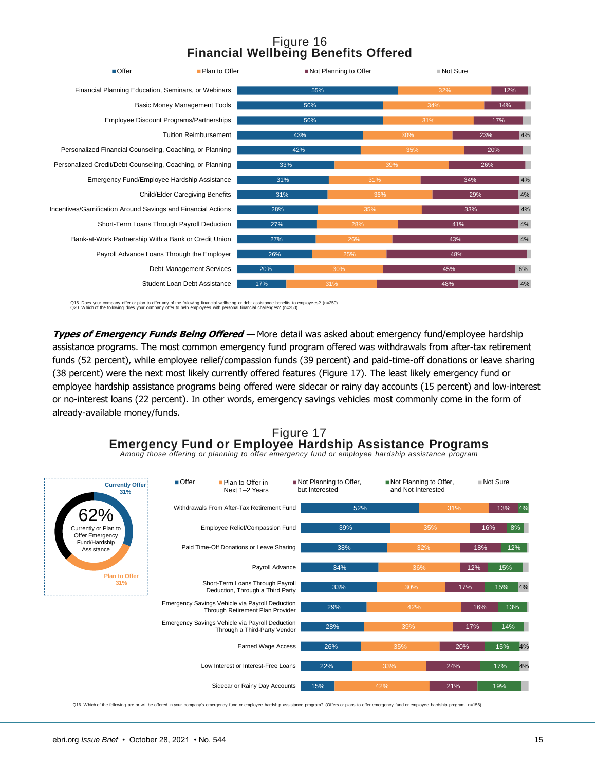## Figure 16
## Financial Wellbeing Benefits Offered

| | Offer | Plan to Offer | Not Planning to Offer | Not Sure |
|---|---|---|---|---|
| Financial Planning Education, Seminars, or Webinars | 55% | 32% | 12% | |
| Basic Money Management Tools | 50% | 34% | 14% | |
| Employee Discount Programs/Partnerships | 50% | 31% | 17% | |
| Tuition Reimbursement | 43% | 30% | 23% | 4% |
| Personalized Financial Counseling, Coaching, or Planning | 42% | 35% | 20% | |
| Personalized Credit/Debt Counseling, Coaching, or Planning | 33% | 39% | 26% | |
| Emergency Fund/Employee Hardship Assistance | 31% | 31% | 34% | 4% |
| Child/Elder Caregiving Benefits | 31% | 36% | 29% | 4% |
| Incentives/Gamification Around Savings and Financial Actions | 28% | 35% | 33% | 4% |
| Short-Term Loans Through Payroll Deduction | 27% | 28% | 41% | 4% |
| Bank-at-Work Partnership With a Bank or Credit Union | 27% | 26% | 43% | 4% |
| Payroll Advance Loans Through the Employer | 26% | 25% | 48% | |
| Debt Management Services | 20% | 30% | 45% | 6% |
| Student Loan Debt Assistance | 17% | 31% | 48% | 4% |

Q15. Does your company offer or plan to offer any of the following financial wellbeing or debt assistance benefits to employees? (n=250)
Q20. Which of the following does your company offer to help employees with personal financial challenges? (n=250)

***Types of Emergency Funds Being Offered —*** More detail was asked about emergency fund/employee hardship assistance programs. The most common emergency fund program offered was withdrawals from after-tax retirement funds (52 percent), while employee relief/compassion funds (39 percent) and paid-time-off donations or leave sharing (38 percent) were the next most likely currently offered features (Figure 17). The least likely emergency fund or employee hardship assistance programs being offered were sidecar or rainy day accounts (15 percent) and low-interest or no-interest loans (22 percent). In other words, emergency savings vehicles most commonly come in the form of already-available money/funds.

## Figure 17
## Emergency Fund or Employee Hardship Assistance Programs
*Among those offering or planning to offer emergency fund or employee hardship assistance program*

62% Currently or Plan to Offer Emergency Fund/Hardship Assistance — Currently Offer 31%; Plan to Offer 31%

| | Offer | Plan to Offer in Next 1–2 Years | Not Planning to Offer, but Interested | Not Planning to Offer, and Not Interested | Not Sure |
|---|---|---|---|---|---|
| Withdrawals From After-Tax Retirement Fund | 52% | 31% | 13% | 4% | |
| Employee Relief/Compassion Fund | 39% | 35% | 16% | 8% | |
| Paid Time-Off Donations or Leave Sharing | 38% | 32% | 18% | 12% | |
| Payroll Advance | 34% | 36% | 12% | 15% | |
| Short-Term Loans Through Payroll Deduction, Through a Third Party | 33% | 30% | 17% | 15% | 4% |
| Emergency Savings Vehicle via Payroll Deduction Through Retirement Plan Provider | 29% | 42% | 16% | 13% | |
| Emergency Savings Vehicle via Payroll Deduction Through a Third-Party Vendor | 28% | 39% | 17% | 14% | |
| Earned Wage Access | 26% | 35% | 20% | 15% | 4% |
| Low Interest or Interest-Free Loans | 22% | 33% | 24% | 17% | 4% |
| Sidecar or Rainy Day Accounts | 15% | 42% | 21% | 19% | |

Q16. Which of the following are or will be offered in your company's emergency fund or employee hardship assistance program? (Offers or plans to offer emergency fund or employee hardship program. n=156)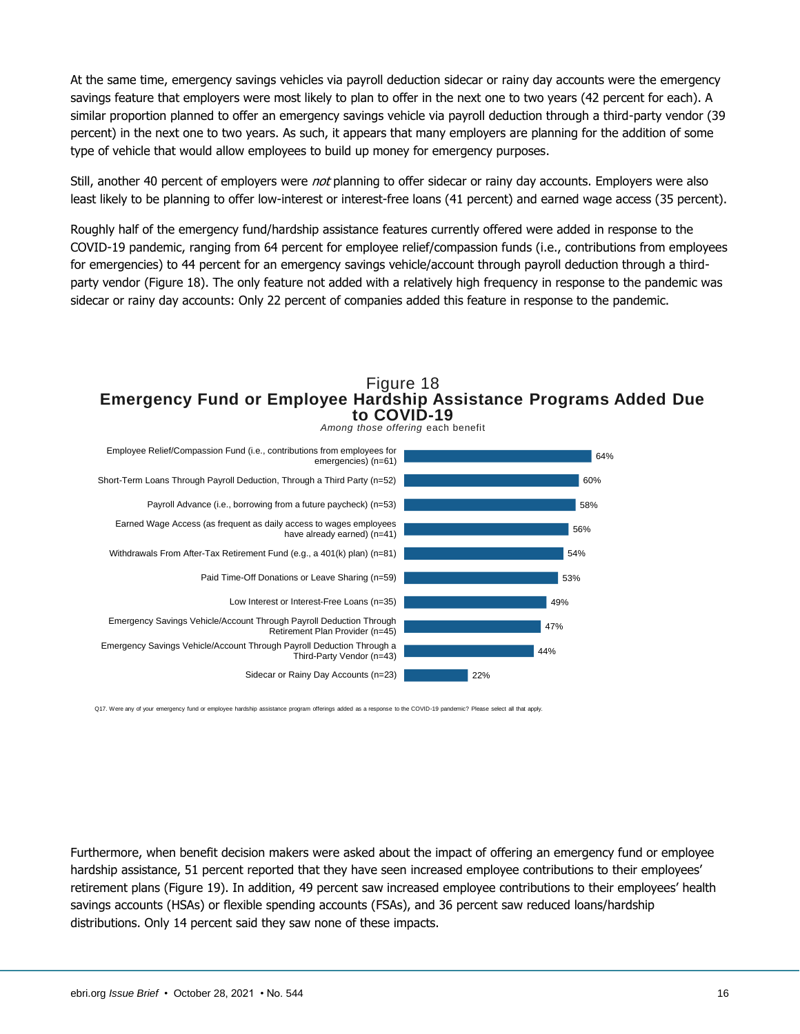At the same time, emergency savings vehicles via payroll deduction sidecar or rainy day accounts were the emergency savings feature that employers were most likely to plan to offer in the next one to two years (42 percent for each). A similar proportion planned to offer an emergency savings vehicle via payroll deduction through a third-party vendor (39 percent) in the next one to two years. As such, it appears that many employers are planning for the addition of some type of vehicle that would allow employees to build up money for emergency purposes.

Still, another 40 percent of employers were *not* planning to offer sidecar or rainy day accounts. Employers were also least likely to be planning to offer low-interest or interest-free loans (41 percent) and earned wage access (35 percent).

Roughly half of the emergency fund/hardship assistance features currently offered were added in response to the COVID-19 pandemic, ranging from 64 percent for employee relief/compassion funds (i.e., contributions from employees for emergencies) to 44 percent for an emergency savings vehicle/account through payroll deduction through a third-party vendor (Figure 18). The only feature not added with a relatively high frequency in response to the pandemic was sidecar or rainy day accounts: Only 22 percent of companies added this feature in response to the pandemic.

Figure 18
**Emergency Fund or Employee Hardship Assistance Programs Added Due to COVID-19**
*Among those offering* each benefit

| Benefit | Percent |
| --- | --- |
| Employee Relief/Compassion Fund (i.e., contributions from employees for emergencies) (n=61) | 64% |
| Short-Term Loans Through Payroll Deduction, Through a Third Party (n=52) | 60% |
| Payroll Advance (i.e., borrowing from a future paycheck) (n=53) | 58% |
| Earned Wage Access (as frequent as daily access to wages employees have already earned) (n=41) | 56% |
| Withdrawals From After-Tax Retirement Fund (e.g., a 401(k) plan) (n=81) | 54% |
| Paid Time-Off Donations or Leave Sharing (n=59) | 53% |
| Low Interest or Interest-Free Loans (n=35) | 49% |
| Emergency Savings Vehicle/Account Through Payroll Deduction Through Retirement Plan Provider (n=45) | 47% |
| Emergency Savings Vehicle/Account Through Payroll Deduction Through a Third-Party Vendor (n=43) | 44% |
| Sidecar or Rainy Day Accounts (n=23) | 22% |

Q17. Were any of your emergency fund or employee hardship assistance program offerings added as a response to the COVID-19 pandemic? Please select all that apply.

Furthermore, when benefit decision makers were asked about the impact of offering an emergency fund or employee hardship assistance, 51 percent reported that they have seen increased employee contributions to their employees' retirement plans (Figure 19). In addition, 49 percent saw increased employee contributions to their employees' health savings accounts (HSAs) or flexible spending accounts (FSAs), and 36 percent saw reduced loans/hardship distributions. Only 14 percent said they saw none of these impacts.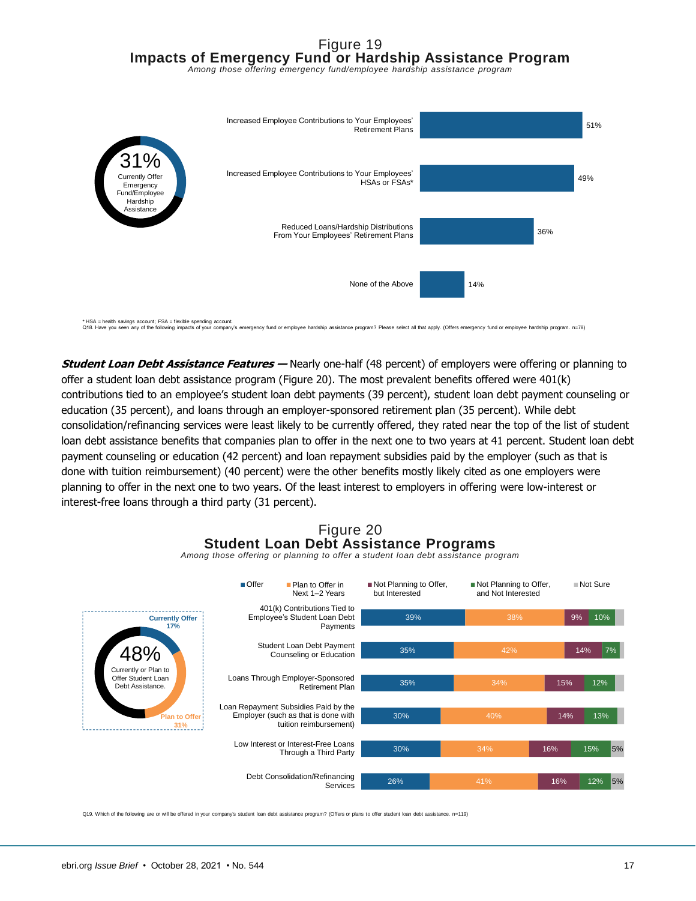Figure 19
**Impacts of Emergency Fund or Hardship Assistance Program**
*Among those offering emergency fund/employee hardship assistance program*

31% Currently Offer Emergency Fund/Employee Hardship Assistance

| Impact | Percent |
|---|---|
| Increased Employee Contributions to Your Employees' Retirement Plans | 51% |
| Increased Employee Contributions to Your Employees' HSAs or FSAs* | 49% |
| Reduced Loans/Hardship Distributions From Your Employees' Retirement Plans | 36% |
| None of the Above | 14% |

* HSA = health savings account; FSA = flexible spending account.
Q18. Have you seen any of the following impacts of your company's emergency fund or employee hardship assistance program? Please select all that apply. (Offers emergency fund or employee hardship program. n=78)

***Student Loan Debt Assistance Features —*** Nearly one-half (48 percent) of employers were offering or planning to offer a student loan debt assistance program (Figure 20). The most prevalent benefits offered were 401(k) contributions tied to an employee's student loan debt payments (39 percent), student loan debt payment counseling or education (35 percent), and loans through an employer-sponsored retirement plan (35 percent). While debt consolidation/refinancing services were least likely to be currently offered, they rated near the top of the list of student loan debt assistance benefits that companies plan to offer in the next one to two years at 41 percent. Student loan debt payment counseling or education (42 percent) and loan repayment subsidies paid by the employer (such as that is done with tuition reimbursement) (40 percent) were the other benefits mostly likely cited as one employers were planning to offer in the next one to two years. Of the least interest to employers in offering were low-interest or interest-free loans through a third party (31 percent).

Figure 20
**Student Loan Debt Assistance Programs**
*Among those offering or planning to offer a student loan debt assistance program*

48% Currently or Plan to Offer Student Loan Debt Assistance. Currently Offer 17%; Plan to Offer 31%

| Program | Offer | Plan to Offer in Next 1–2 Years | Not Planning to Offer, but Interested | Not Planning to Offer, and Not Interested | Not Sure |
|---|---|---|---|---|---|
| 401(k) Contributions Tied to Employee's Student Loan Debt Payments | 39% | 38% | 9% | 10% | |
| Student Loan Debt Payment Counseling or Education | 35% | 42% | 14% | 7% | |
| Loans Through Employer-Sponsored Retirement Plan | 35% | 34% | 15% | 12% | |
| Loan Repayment Subsidies Paid by the Employer (such as that is done with tuition reimbursement) | 30% | 40% | 14% | 13% | |
| Low Interest or Interest-Free Loans Through a Third Party | 30% | 34% | 16% | 15% | 5% |
| Debt Consolidation/Refinancing Services | 26% | 41% | 16% | 12% | 5% |

Q19. Which of the following are or will be offered in your company's student loan debt assistance program? (Offers or plans to offer student loan debt assistance. n=119)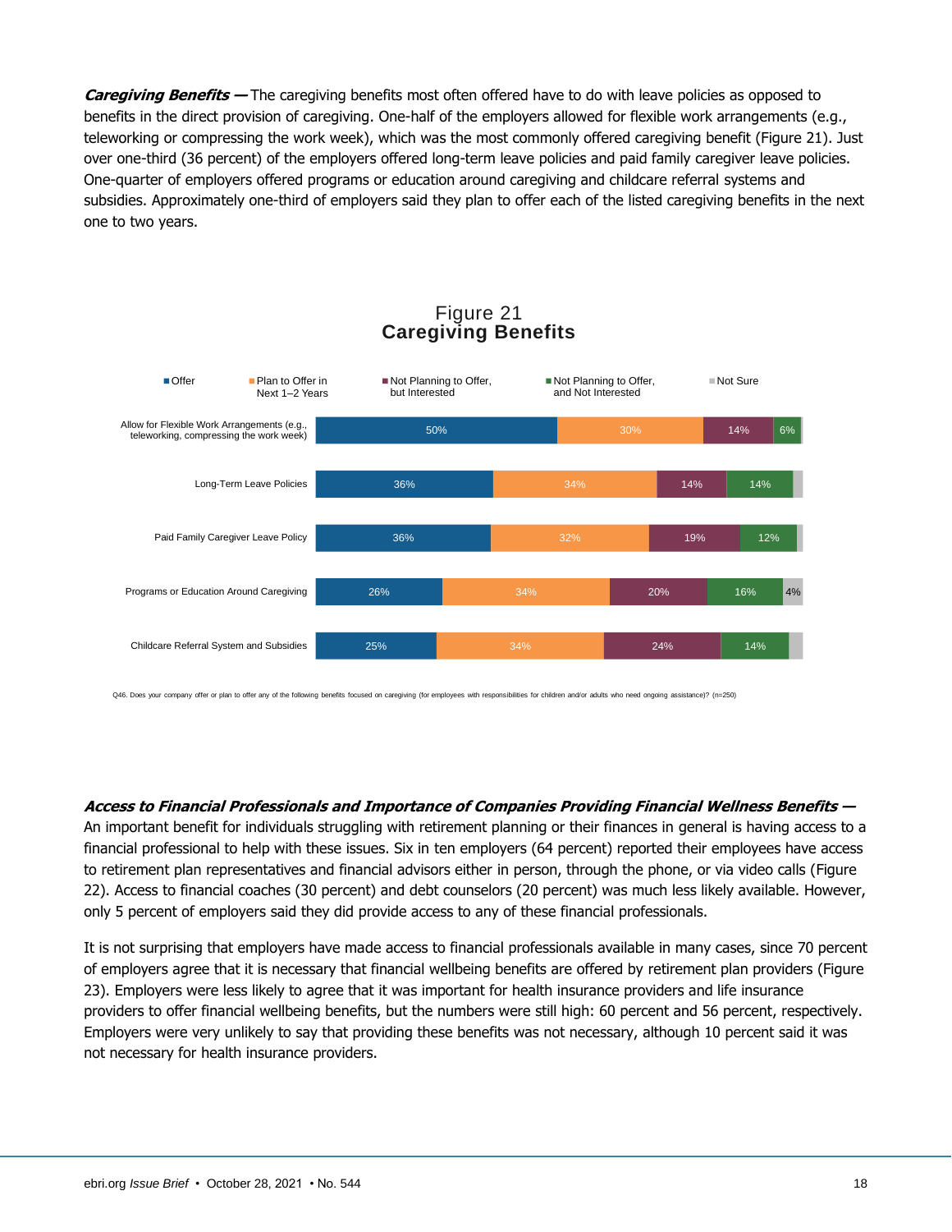***Caregiving Benefits —*** The caregiving benefits most often offered have to do with leave policies as opposed to benefits in the direct provision of caregiving. One-half of the employers allowed for flexible work arrangements (e.g., teleworking or compressing the work week), which was the most commonly offered caregiving benefit (Figure 21). Just over one-third (36 percent) of the employers offered long-term leave policies and paid family caregiver leave policies. One-quarter of employers offered programs or education around caregiving and childcare referral systems and subsidies. Approximately one-third of employers said they plan to offer each of the listed caregiving benefits in the next one to two years.

Figure 21
**Caregiving Benefits**

| | Offer | Plan to Offer in Next 1–2 Years | Not Planning to Offer, but Interested | Not Planning to Offer, and Not Interested | Not Sure |
|---|---|---|---|---|---|
| Allow for Flexible Work Arrangements (e.g., teleworking, compressing the work week) | 50% | 30% | 14% | 6% | |
| Long-Term Leave Policies | 36% | 34% | 14% | 14% | |
| Paid Family Caregiver Leave Policy | 36% | 32% | 19% | 12% | |
| Programs or Education Around Caregiving | 26% | 34% | 20% | 16% | 4% |
| Childcare Referral System and Subsidies | 25% | 34% | 24% | 14% | |

Q46. Does your company offer or plan to offer any of the following benefits focused on caregiving (for employees with responsibilities for children and/or adults who need ongoing assistance)? (n=250)

***Access to Financial Professionals and Importance of Companies Providing Financial Wellness Benefits —*** An important benefit for individuals struggling with retirement planning or their finances in general is having access to a financial professional to help with these issues. Six in ten employers (64 percent) reported their employees have access to retirement plan representatives and financial advisors either in person, through the phone, or via video calls (Figure 22). Access to financial coaches (30 percent) and debt counselors (20 percent) was much less likely available. However, only 5 percent of employers said they did provide access to any of these financial professionals.

It is not surprising that employers have made access to financial professionals available in many cases, since 70 percent of employers agree that it is necessary that financial wellbeing benefits are offered by retirement plan providers (Figure 23). Employers were less likely to agree that it was important for health insurance providers and life insurance providers to offer financial wellbeing benefits, but the numbers were still high: 60 percent and 56 percent, respectively. Employers were very unlikely to say that providing these benefits was not necessary, although 10 percent said it was not necessary for health insurance providers.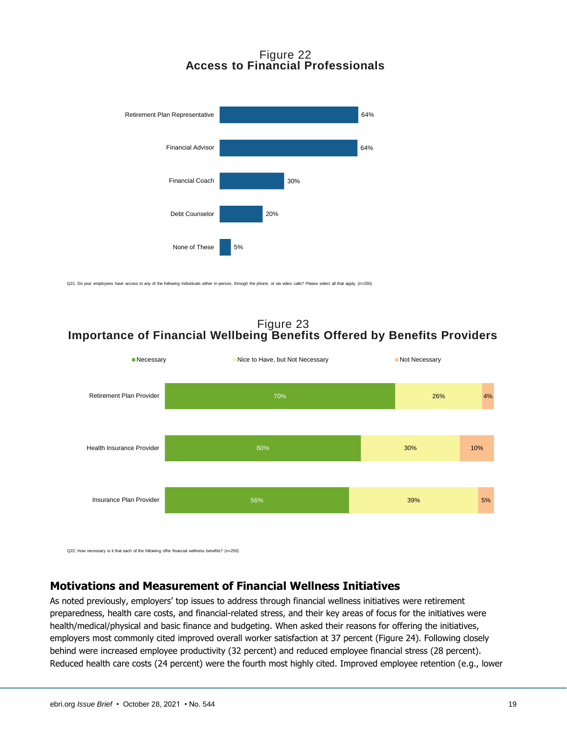Figure 22
**Access to Financial Professionals**

| | |
|---|---|
| Retirement Plan Representative | 64% |
| Financial Advisor | 64% |
| Financial Coach | 30% |
| Debt Counselor | 20% |
| None of These | 5% |

Q21. Do your employees have access to any of the following individuals either in-person, through the phone, or via video calls? Please select all that apply. (n=250)

Figure 23
**Importance of Financial Wellbeing Benefits Offered by Benefits Providers**

| | Necessary | Nice to Have, but Not Necessary | Not Necessary |
|---|---|---|---|
| Retirement Plan Provider | 70% | 26% | 4% |
| Health Insurance Provider | 60% | 30% | 10% |
| Insurance Plan Provider | 56% | 39% | 5% |

Q22. How necessary is it that each of the following offer financial wellness benefits? (n=250)

## Motivations and Measurement of Financial Wellness Initiatives

As noted previously, employers' top issues to address through financial wellness initiatives were retirement preparedness, health care costs, and financial-related stress, and their key areas of focus for the initiatives were health/medical/physical and basic finance and budgeting. When asked their reasons for offering the initiatives, employers most commonly cited improved overall worker satisfaction at 37 percent (Figure 24). Following closely behind were increased employee productivity (32 percent) and reduced employee financial stress (28 percent). Reduced health care costs (24 percent) were the fourth most highly cited. Improved employee retention (e.g., lower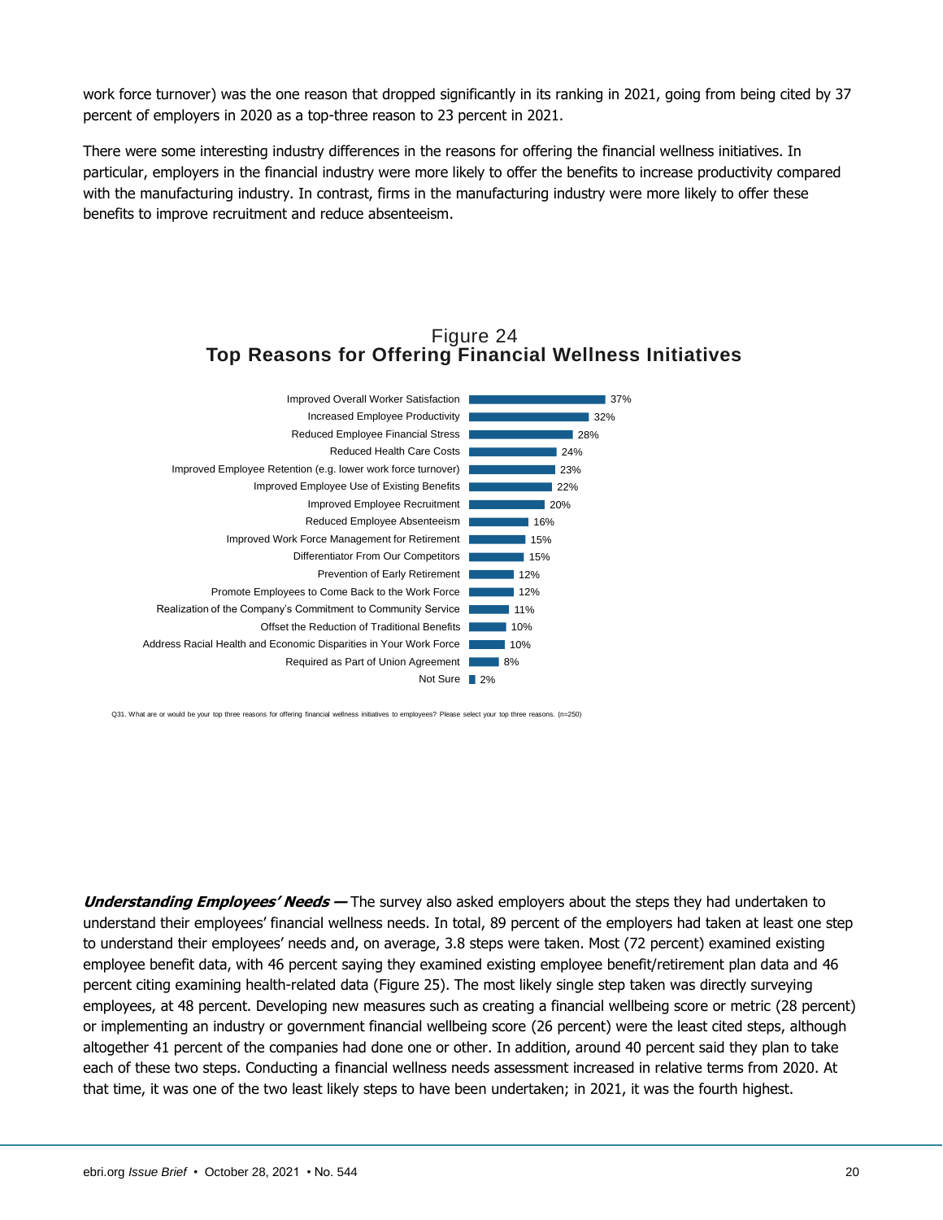work force turnover) was the one reason that dropped significantly in its ranking in 2021, going from being cited by 37 percent of employers in 2020 as a top-three reason to 23 percent in 2021.

There were some interesting industry differences in the reasons for offering the financial wellness initiatives. In particular, employers in the financial industry were more likely to offer the benefits to increase productivity compared with the manufacturing industry. In contrast, firms in the manufacturing industry were more likely to offer these benefits to improve recruitment and reduce absenteeism.

Figure 24
**Top Reasons for Offering Financial Wellness Initiatives**

| Reason | Percent |
|---|---|
| Improved Overall Worker Satisfaction | 37% |
| Increased Employee Productivity | 32% |
| Reduced Employee Financial Stress | 28% |
| Reduced Health Care Costs | 24% |
| Improved Employee Retention (e.g. lower work force turnover) | 23% |
| Improved Employee Use of Existing Benefits | 22% |
| Improved Employee Recruitment | 20% |
| Reduced Employee Absenteeism | 16% |
| Improved Work Force Management for Retirement | 15% |
| Differentiator From Our Competitors | 15% |
| Prevention of Early Retirement | 12% |
| Promote Employees to Come Back to the Work Force | 12% |
| Realization of the Company's Commitment to Community Service | 11% |
| Offset the Reduction of Traditional Benefits | 10% |
| Address Racial Health and Economic Disparities in Your Work Force | 10% |
| Required as Part of Union Agreement | 8% |
| Not Sure | 2% |

Q31. What are or would be your top three reasons for offering financial wellness initiatives to employees? Please select your top three reasons. (n=250)

***Understanding Employees' Needs —*** The survey also asked employers about the steps they had undertaken to understand their employees' financial wellness needs. In total, 89 percent of the employers had taken at least one step to understand their employees' needs and, on average, 3.8 steps were taken. Most (72 percent) examined existing employee benefit data, with 46 percent saying they examined existing employee benefit/retirement plan data and 46 percent citing examining health-related data (Figure 25). The most likely single step taken was directly surveying employees, at 48 percent. Developing new measures such as creating a financial wellbeing score or metric (28 percent) or implementing an industry or government financial wellbeing score (26 percent) were the least cited steps, although altogether 41 percent of the companies had done one or other. In addition, around 40 percent said they plan to take each of these two steps. Conducting a financial wellness needs assessment increased in relative terms from 2020. At that time, it was one of the two least likely steps to have been undertaken; in 2021, it was the fourth highest.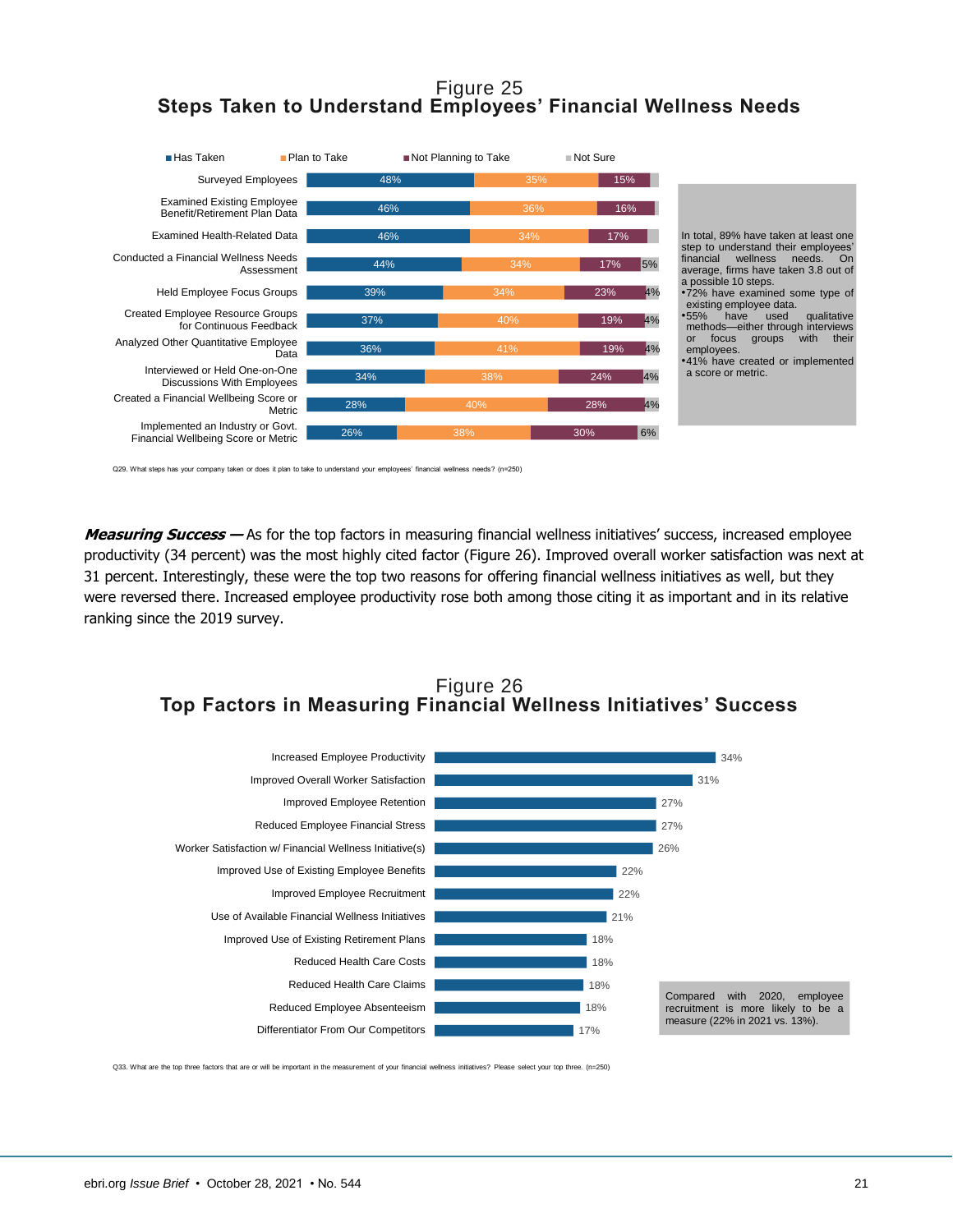Figure 25
**Steps Taken to Understand Employees' Financial Wellness Needs**

| Step | Has Taken | Plan to Take | Not Planning to Take | Not Sure |
|---|---|---|---|---|
| Surveyed Employees | 48% | 35% | 15% | |
| Examined Existing Employee Benefit/Retirement Plan Data | 46% | 36% | 16% | |
| Examined Health-Related Data | 46% | 34% | 17% | |
| Conducted a Financial Wellness Needs Assessment | 44% | 34% | 17% | 5% |
| Held Employee Focus Groups | 39% | 34% | 23% | 4% |
| Created Employee Resource Groups for Continuous Feedback | 37% | 40% | 19% | 4% |
| Analyzed Other Quantitative Employee Data | 36% | 41% | 19% | 4% |
| Interviewed or Held One-on-One Discussions With Employees | 34% | 38% | 24% | 4% |
| Created a Financial Wellbeing Score or Metric | 28% | 40% | 28% | 4% |
| Implemented an Industry or Govt. Financial Wellbeing Score or Metric | 26% | 38% | 30% | 6% |

In total, 89% have taken at least one step to understand their employees' financial wellness needs. On average, firms have taken 3.8 out of a possible 10 steps.
- 72% have examined some type of existing employee data.
- 55% have used qualitative methods—either through interviews or focus groups with their employees.
- 41% have created or implemented a score or metric.

Q29. What steps has your company taken or does it plan to take to understand your employees' financial wellness needs? (n=250)

***Measuring Success —*** As for the top factors in measuring financial wellness initiatives' success, increased employee productivity (34 percent) was the most highly cited factor (Figure 26). Improved overall worker satisfaction was next at 31 percent. Interestingly, these were the top two reasons for offering financial wellness initiatives as well, but they were reversed there. Increased employee productivity rose both among those citing it as important and in its relative ranking since the 2019 survey.

Figure 26
**Top Factors in Measuring Financial Wellness Initiatives' Success**

| Factor | Percent |
|---|---|
| Increased Employee Productivity | 34% |
| Improved Overall Worker Satisfaction | 31% |
| Improved Employee Retention | 27% |
| Reduced Employee Financial Stress | 27% |
| Worker Satisfaction w/ Financial Wellness Initiative(s) | 26% |
| Improved Use of Existing Employee Benefits | 22% |
| Improved Employee Recruitment | 22% |
| Use of Available Financial Wellness Initiatives | 21% |
| Improved Use of Existing Retirement Plans | 18% |
| Reduced Health Care Costs | 18% |
| Reduced Health Care Claims | 18% |
| Reduced Employee Absenteeism | 18% |
| Differentiator From Our Competitors | 17% |

Compared with 2020, employee recruitment is more likely to be a measure (22% in 2021 vs. 13%).

Q33. What are the top three factors that are or will be important in the measurement of your financial wellness initiatives? Please select your top three. (n=250)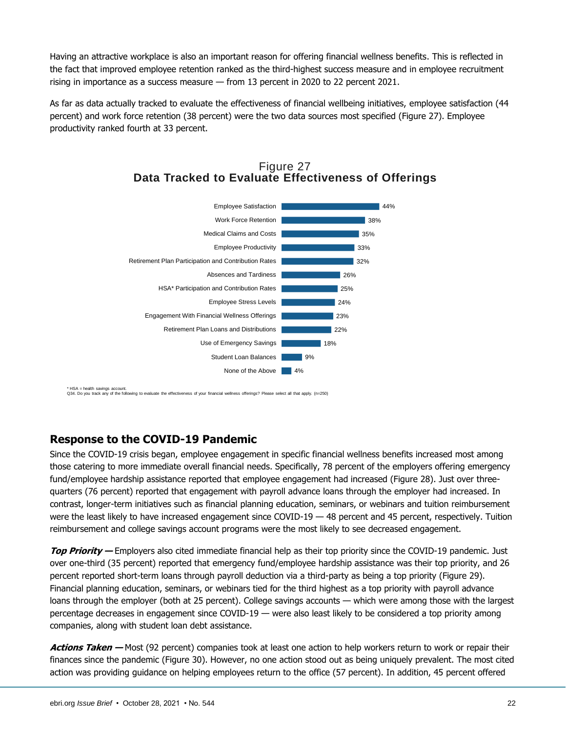Having an attractive workplace is also an important reason for offering financial wellness benefits. This is reflected in the fact that improved employee retention ranked as the third-highest success measure and in employee recruitment rising in importance as a success measure — from 13 percent in 2020 to 22 percent 2021.

As far as data actually tracked to evaluate the effectiveness of financial wellbeing initiatives, employee satisfaction (44 percent) and work force retention (38 percent) were the two data sources most specified (Figure 27). Employee productivity ranked fourth at 33 percent.

Figure 27
**Data Tracked to Evaluate Effectiveness of Offerings**

| Data Tracked | Percent |
| --- | --- |
| Employee Satisfaction | 44% |
| Work Force Retention | 38% |
| Medical Claims and Costs | 35% |
| Employee Productivity | 33% |
| Retirement Plan Participation and Contribution Rates | 32% |
| Absences and Tardiness | 26% |
| HSA* Participation and Contribution Rates | 25% |
| Employee Stress Levels | 24% |
| Engagement With Financial Wellness Offerings | 23% |
| Retirement Plan Loans and Distributions | 22% |
| Use of Emergency Savings | 18% |
| Student Loan Balances | 9% |
| None of the Above | 4% |

\* HSA = health savings account.
Q34. Do you track any of the following to evaluate the effectiveness of your financial wellness offerings? Please select all that apply. (n=250)

## Response to the COVID-19 Pandemic

Since the COVID-19 crisis began, employee engagement in specific financial wellness benefits increased most among those catering to more immediate overall financial needs. Specifically, 78 percent of the employers offering emergency fund/employee hardship assistance reported that employee engagement had increased (Figure 28). Just over three-quarters (76 percent) reported that engagement with payroll advance loans through the employer had increased. In contrast, longer-term initiatives such as financial planning education, seminars, or webinars and tuition reimbursement were the least likely to have increased engagement since COVID-19 — 48 percent and 45 percent, respectively. Tuition reimbursement and college savings account programs were the most likely to see decreased engagement.

***Top Priority —*** Employers also cited immediate financial help as their top priority since the COVID-19 pandemic. Just over one-third (35 percent) reported that emergency fund/employee hardship assistance was their top priority, and 26 percent reported short-term loans through payroll deduction via a third-party as being a top priority (Figure 29). Financial planning education, seminars, or webinars tied for the third highest as a top priority with payroll advance loans through the employer (both at 25 percent). College savings accounts — which were among those with the largest percentage decreases in engagement since COVID-19 — were also least likely to be considered a top priority among companies, along with student loan debt assistance.

***Actions Taken —*** Most (92 percent) companies took at least one action to help workers return to work or repair their finances since the pandemic (Figure 30). However, no one action stood out as being uniquely prevalent. The most cited action was providing guidance on helping employees return to the office (57 percent). In addition, 45 percent offered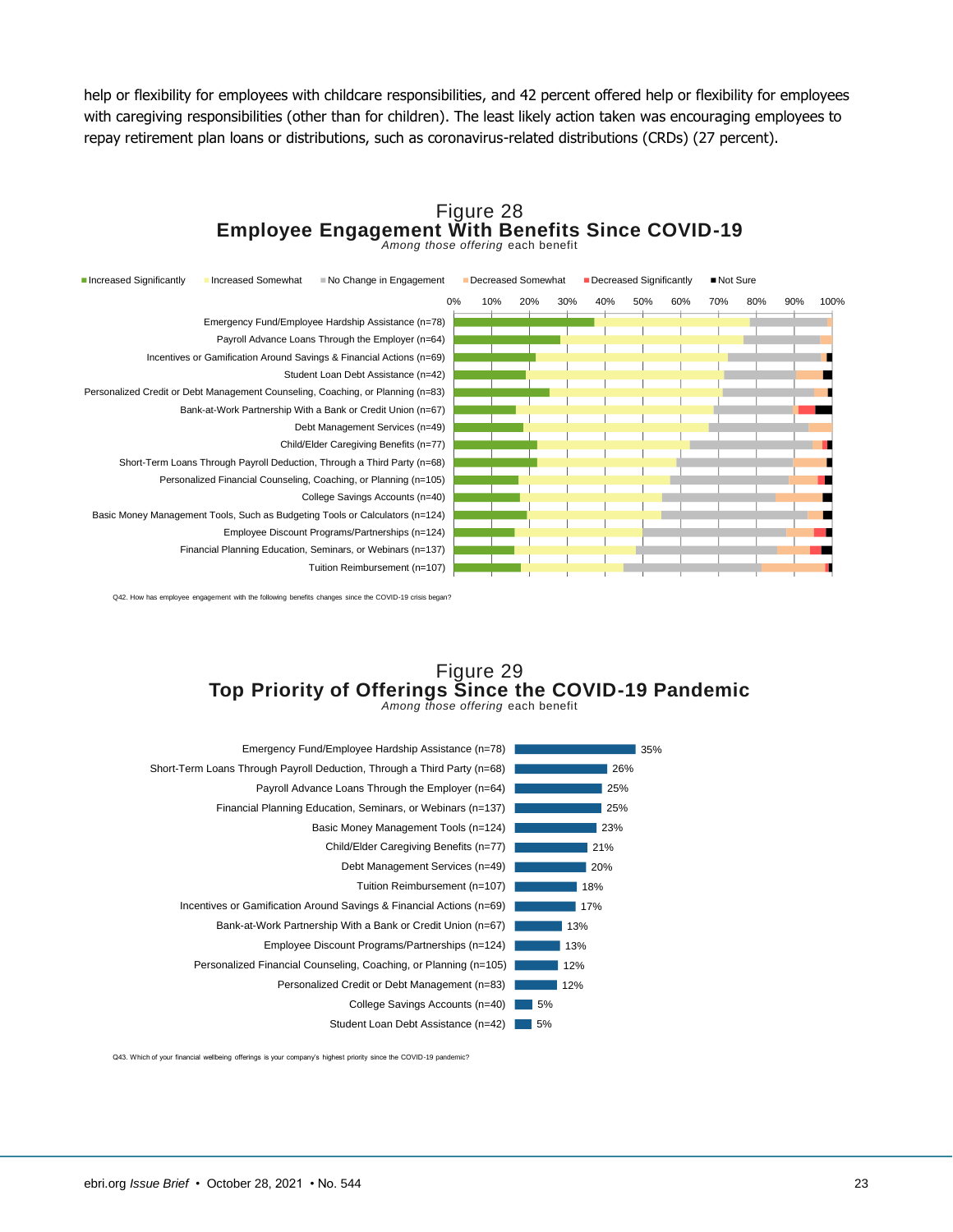help or flexibility for employees with childcare responsibilities, and 42 percent offered help or flexibility for employees with caregiving responsibilities (other than for children). The least likely action taken was encouraging employees to repay retirement plan loans or distributions, such as coronavirus-related distributions (CRDs) (27 percent).

## Figure 28
### Employee Engagement With Benefits Since COVID-19
*Among those offering* each benefit

Legend: Increased Significantly; Increased Somewhat; No Change in Engagement; Decreased Somewhat; Decreased Significantly; Not Sure

Axis: 0%, 10%, 20%, 30%, 40%, 50%, 60%, 70%, 80%, 90%, 100%

- Emergency Fund/Employee Hardship Assistance (n=78)
- Payroll Advance Loans Through the Employer (n=64)
- Incentives or Gamification Around Savings & Financial Actions (n=69)
- Student Loan Debt Assistance (n=42)
- Personalized Credit or Debt Management Counseling, Coaching, or Planning (n=83)
- Bank-at-Work Partnership With a Bank or Credit Union (n=67)
- Debt Management Services (n=49)
- Child/Elder Caregiving Benefits (n=77)
- Short-Term Loans Through Payroll Deduction, Through a Third Party (n=68)
- Personalized Financial Counseling, Coaching, or Planning (n=105)
- College Savings Accounts (n=40)
- Basic Money Management Tools, Such as Budgeting Tools or Calculators (n=124)
- Employee Discount Programs/Partnerships (n=124)
- Financial Planning Education, Seminars, or Webinars (n=137)
- Tuition Reimbursement (n=107)

Q42. How has employee engagement with the following benefits changes since the COVID-19 crisis began?

## Figure 29
### Top Priority of Offerings Since the COVID-19 Pandemic
*Among those offering* each benefit

| Offering | Percent |
|---|---|
| Emergency Fund/Employee Hardship Assistance (n=78) | 35% |
| Short-Term Loans Through Payroll Deduction, Through a Third Party (n=68) | 26% |
| Payroll Advance Loans Through the Employer (n=64) | 25% |
| Financial Planning Education, Seminars, or Webinars (n=137) | 25% |
| Basic Money Management Tools (n=124) | 23% |
| Child/Elder Caregiving Benefits (n=77) | 21% |
| Debt Management Services (n=49) | 20% |
| Tuition Reimbursement (n=107) | 18% |
| Incentives or Gamification Around Savings & Financial Actions (n=69) | 17% |
| Bank-at-Work Partnership With a Bank or Credit Union (n=67) | 13% |
| Employee Discount Programs/Partnerships (n=124) | 13% |
| Personalized Financial Counseling, Coaching, or Planning (n=105) | 12% |
| Personalized Credit or Debt Management (n=83) | 12% |
| College Savings Accounts (n=40) | 5% |
| Student Loan Debt Assistance (n=42) | 5% |

Q43. Which of your financial wellbeing offerings is your company's highest priority since the COVID-19 pandemic?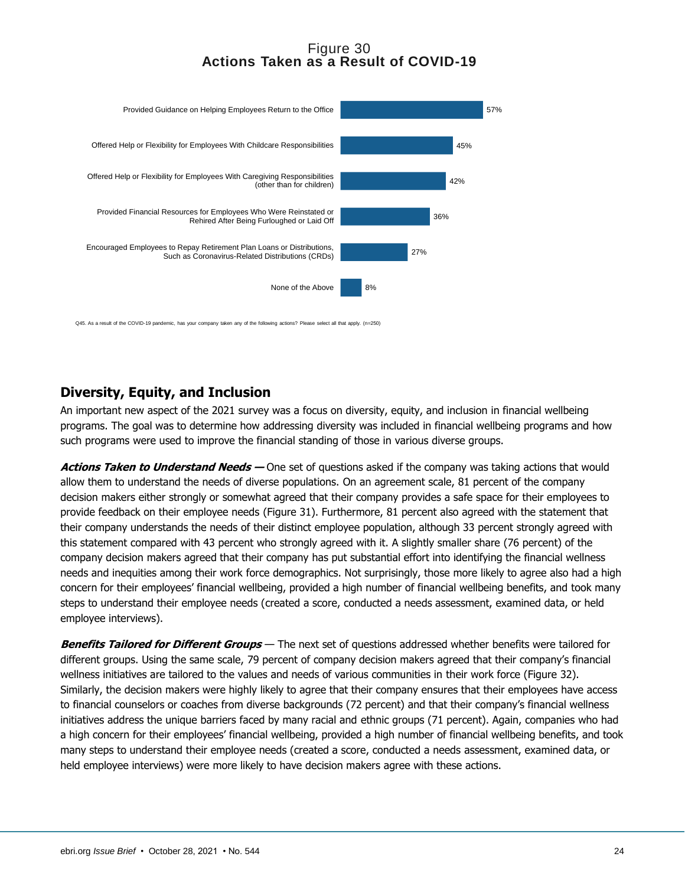Figure 30
**Actions Taken as a Result of COVID-19**

| Action | Percent |
| --- | --- |
| Provided Guidance on Helping Employees Return to the Office | 57% |
| Offered Help or Flexibility for Employees With Childcare Responsibilities | 45% |
| Offered Help or Flexibility for Employees With Caregiving Responsibilities (other than for children) | 42% |
| Provided Financial Resources for Employees Who Were Reinstated or Rehired After Being Furloughed or Laid Off | 36% |
| Encouraged Employees to Repay Retirement Plan Loans or Distributions, Such as Coronavirus-Related Distributions (CRDs) | 27% |
| None of the Above | 8% |

Q45. As a result of the COVID-19 pandemic, has your company taken any of the following actions? Please select all that apply. (n=250)

## Diversity, Equity, and Inclusion

An important new aspect of the 2021 survey was a focus on diversity, equity, and inclusion in financial wellbeing programs. The goal was to determine how addressing diversity was included in financial wellbeing programs and how such programs were used to improve the financial standing of those in various diverse groups.

***Actions Taken to Understand Needs —*** One set of questions asked if the company was taking actions that would allow them to understand the needs of diverse populations. On an agreement scale, 81 percent of the company decision makers either strongly or somewhat agreed that their company provides a safe space for their employees to provide feedback on their employee needs (Figure 31). Furthermore, 81 percent also agreed with the statement that their company understands the needs of their distinct employee population, although 33 percent strongly agreed with this statement compared with 43 percent who strongly agreed with it. A slightly smaller share (76 percent) of the company decision makers agreed that their company has put substantial effort into identifying the financial wellness needs and inequities among their work force demographics. Not surprisingly, those more likely to agree also had a high concern for their employees' financial wellbeing, provided a high number of financial wellbeing benefits, and took many steps to understand their employee needs (created a score, conducted a needs assessment, examined data, or held employee interviews).

***Benefits Tailored for Different Groups*** — The next set of questions addressed whether benefits were tailored for different groups. Using the same scale, 79 percent of company decision makers agreed that their company's financial wellness initiatives are tailored to the values and needs of various communities in their work force (Figure 32). Similarly, the decision makers were highly likely to agree that their company ensures that their employees have access to financial counselors or coaches from diverse backgrounds (72 percent) and that their company's financial wellness initiatives address the unique barriers faced by many racial and ethnic groups (71 percent). Again, companies who had a high concern for their employees' financial wellbeing, provided a high number of financial wellbeing benefits, and took many steps to understand their employee needs (created a score, conducted a needs assessment, examined data, or held employee interviews) were more likely to have decision makers agree with these actions.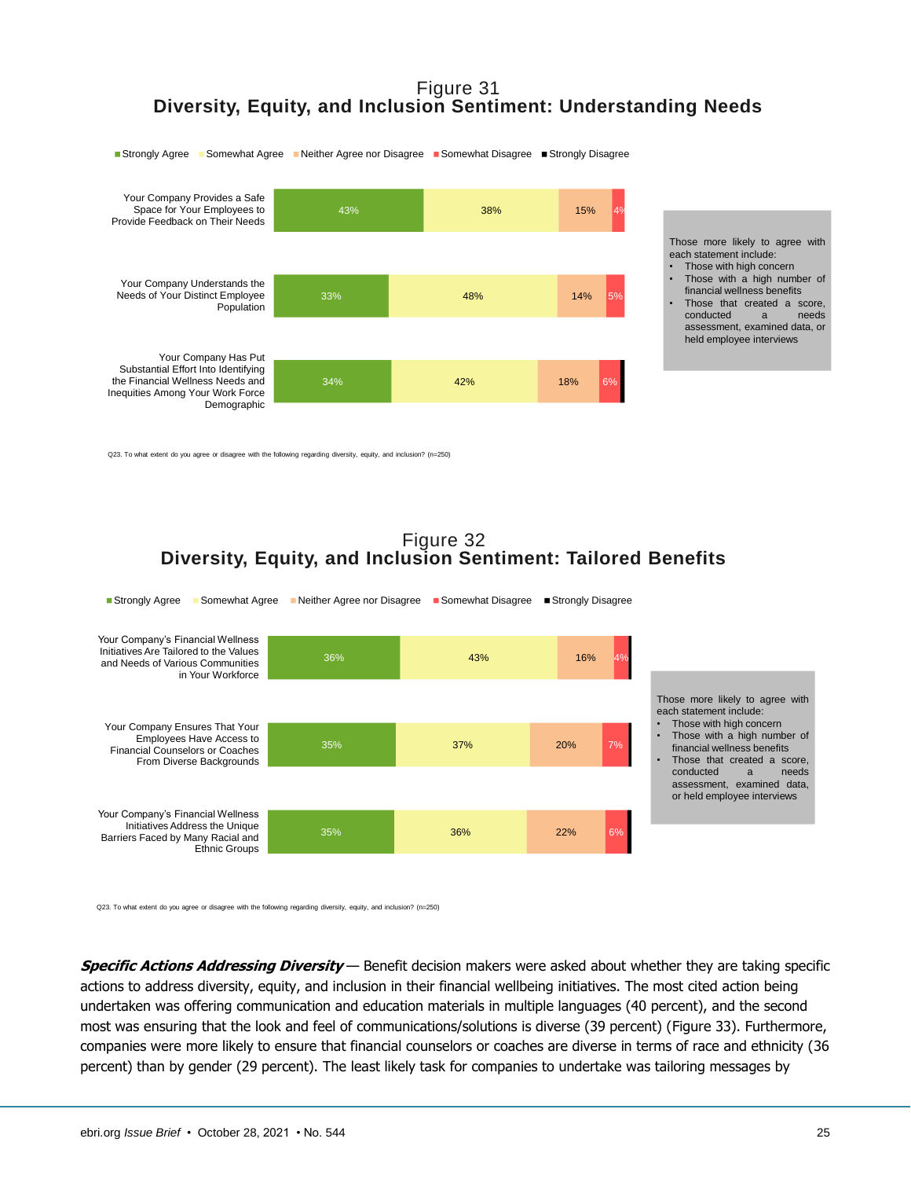Figure 31
**Diversity, Equity, and Inclusion Sentiment: Understanding Needs**

| Statement | Strongly Agree | Somewhat Agree | Neither Agree nor Disagree | Somewhat Disagree | Strongly Disagree |
|---|---|---|---|---|---|
| Your Company Provides a Safe Space for Your Employees to Provide Feedback on Their Needs | 43% | 38% | 15% | 4% | |
| Your Company Understands the Needs of Your Distinct Employee Population | 33% | 48% | 14% | 5% | |
| Your Company Has Put Substantial Effort Into Identifying the Financial Wellness Needs and Inequities Among Your Work Force Demographic | 34% | 42% | 18% | 6% | |

Those more likely to agree with each statement include:

- Those with high concern
- Those with a high number of financial wellness benefits
- Those that created a score, conducted a needs assessment, examined data, or held employee interviews

Q23. To what extent do you agree or disagree with the following regarding diversity, equity, and inclusion? (n=250)

Figure 32
**Diversity, Equity, and Inclusion Sentiment: Tailored Benefits**

| Statement | Strongly Agree | Somewhat Agree | Neither Agree nor Disagree | Somewhat Disagree | Strongly Disagree |
|---|---|---|---|---|---|
| Your Company's Financial Wellness Initiatives Are Tailored to the Values and Needs of Various Communities in Your Workforce | 36% | 43% | 16% | 4% | |
| Your Company Ensures That Your Employees Have Access to Financial Counselors or Coaches From Diverse Backgrounds | 35% | 37% | 20% | 7% | |
| Your Company's Financial Wellness Initiatives Address the Unique Barriers Faced by Many Racial and Ethnic Groups | 35% | 36% | 22% | 6% | |

Those more likely to agree with each statement include:

- Those with high concern
- Those with a high number of financial wellness benefits
- Those that created a score, conducted a needs assessment, examined data, or held employee interviews

Q23. To what extent do you agree or disagree with the following regarding diversity, equity, and inclusion? (n=250)

***Specific Actions Addressing Diversity*** — Benefit decision makers were asked about whether they are taking specific actions to address diversity, equity, and inclusion in their financial wellbeing initiatives. The most cited action being undertaken was offering communication and education materials in multiple languages (40 percent), and the second most was ensuring that the look and feel of communications/solutions is diverse (39 percent) (Figure 33). Furthermore, companies were more likely to ensure that financial counselors or coaches are diverse in terms of race and ethnicity (36 percent) than by gender (29 percent). The least likely task for companies to undertake was tailoring messages by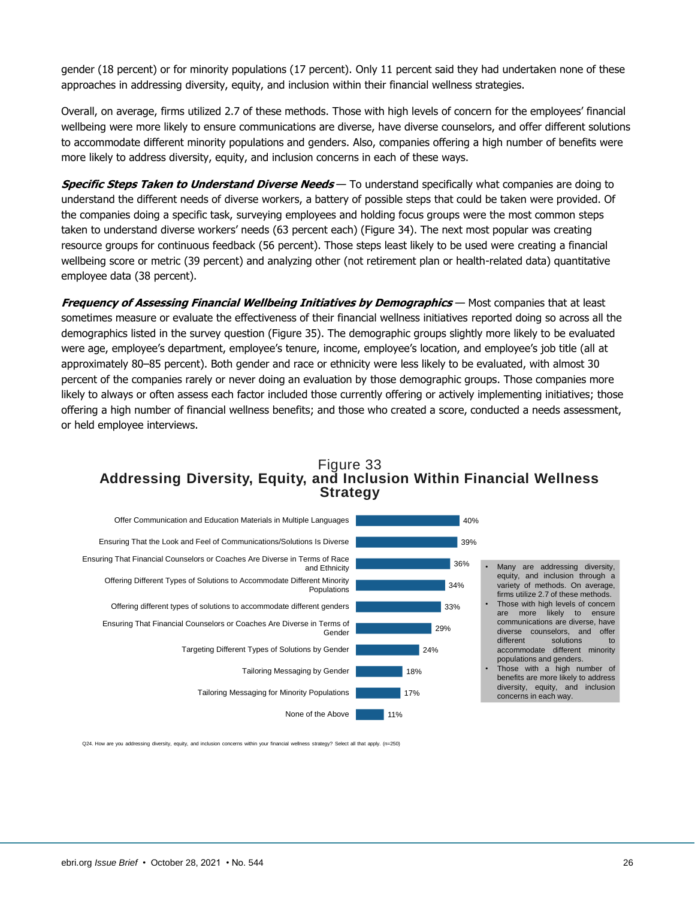gender (18 percent) or for minority populations (17 percent). Only 11 percent said they had undertaken none of these approaches in addressing diversity, equity, and inclusion within their financial wellness strategies.

Overall, on average, firms utilized 2.7 of these methods. Those with high levels of concern for the employees' financial wellbeing were more likely to ensure communications are diverse, have diverse counselors, and offer different solutions to accommodate different minority populations and genders. Also, companies offering a high number of benefits were more likely to address diversity, equity, and inclusion concerns in each of these ways.

***Specific Steps Taken to Understand Diverse Needs*** — To understand specifically what companies are doing to understand the different needs of diverse workers, a battery of possible steps that could be taken were provided. Of the companies doing a specific task, surveying employees and holding focus groups were the most common steps taken to understand diverse workers' needs (63 percent each) (Figure 34). The next most popular was creating resource groups for continuous feedback (56 percent). Those steps least likely to be used were creating a financial wellbeing score or metric (39 percent) and analyzing other (not retirement plan or health-related data) quantitative employee data (38 percent).

***Frequency of Assessing Financial Wellbeing Initiatives by Demographics*** — Most companies that at least sometimes measure or evaluate the effectiveness of their financial wellness initiatives reported doing so across all the demographics listed in the survey question (Figure 35). The demographic groups slightly more likely to be evaluated were age, employee's department, employee's tenure, income, employee's location, and employee's job title (all at approximately 80–85 percent). Both gender and race or ethnicity were less likely to be evaluated, with almost 30 percent of the companies rarely or never doing an evaluation by those demographic groups. Those companies more likely to always or often assess each factor included those currently offering or actively implementing initiatives; those offering a high number of financial wellness benefits; and those who created a score, conducted a needs assessment, or held employee interviews.

Figure 33
**Addressing Diversity, Equity, and Inclusion Within Financial Wellness Strategy**

| Approach | Percent |
|---|---|
| Offer Communication and Education Materials in Multiple Languages | 40% |
| Ensuring That the Look and Feel of Communications/Solutions Is Diverse | 39% |
| Ensuring That Financial Counselors or Coaches Are Diverse in Terms of Race and Ethnicity | 36% |
| Offering Different Types of Solutions to Accommodate Different Minority Populations | 34% |
| Offering different types of solutions to accommodate different genders | 33% |
| Ensuring That Financial Counselors or Coaches Are Diverse in Terms of Gender | 29% |
| Targeting Different Types of Solutions by Gender | 24% |
| Tailoring Messaging by Gender | 18% |
| Tailoring Messaging for Minority Populations | 17% |
| None of the Above | 11% |

- Many are addressing diversity, equity, and inclusion through a variety of methods. On average, firms utilize 2.7 of these methods.
- Those with high levels of concern are more likely to ensure communications are diverse, have diverse counselors, and offer different solutions to accommodate different minority populations and genders.
- Those with a high number of benefits are more likely to address diversity, equity, and inclusion concerns in each way.

Q24. How are you addressing diversity, equity, and inclusion concerns within your financial wellness strategy? Select all that apply. (n=250)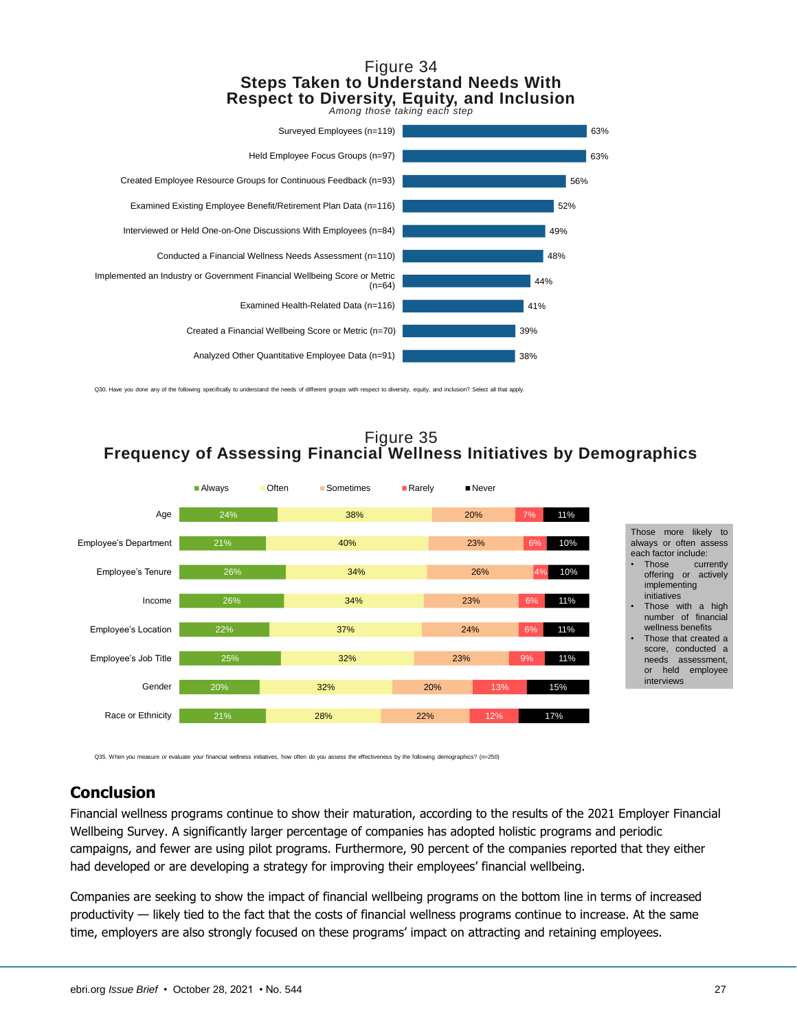Figure 34

**Steps Taken to Understand Needs With Respect to Diversity, Equity, and Inclusion**

*Among those taking each step*

| Step | Percentage |
|---|---|
| Surveyed Employees (n=119) | 63% |
| Held Employee Focus Groups (n=97) | 63% |
| Created Employee Resource Groups for Continuous Feedback (n=93) | 56% |
| Examined Existing Employee Benefit/Retirement Plan Data (n=116) | 52% |
| Interviewed or Held One-on-One Discussions With Employees (n=84) | 49% |
| Conducted a Financial Wellness Needs Assessment (n=110) | 48% |
| Implemented an Industry or Government Financial Wellbeing Score or Metric (n=64) | 44% |
| Examined Health-Related Data (n=116) | 41% |
| Created a Financial Wellbeing Score or Metric (n=70) | 39% |
| Analyzed Other Quantitative Employee Data (n=91) | 38% |

Q30. Have you done any of the following specifically to understand the needs of different groups with respect to diversity, equity, and inclusion? Select all that apply.

Figure 35

**Frequency of Assessing Financial Wellness Initiatives by Demographics**

| | Always | Often | Sometimes | Rarely | Never |
|---|---|---|---|---|---|
| Age | 24% | 38% | 20% | 7% | 11% |
| Employee's Department | 21% | 40% | 23% | 6% | 10% |
| Employee's Tenure | 26% | 34% | 26% | 4% | 10% |
| Income | 26% | 34% | 23% | 6% | 11% |
| Employee's Location | 22% | 37% | 24% | 6% | 11% |
| Employee's Job Title | 25% | 32% | 23% | 9% | 11% |
| Gender | 20% | 32% | 20% | 13% | 15% |
| Race or Ethnicity | 21% | 28% | 22% | 12% | 17% |

Those more likely to always or often assess each factor include:

- Those currently offering or actively implementing initiatives
- Those with a high number of financial wellness benefits
- Those that created a score, conducted a needs assessment, or held employee interviews

Q35. When you measure or evaluate your financial wellness initiatives, how often do you assess the effectiveness by the following demographics? (n=250)

## Conclusion

Financial wellness programs continue to show their maturation, according to the results of the 2021 Employer Financial Wellbeing Survey. A significantly larger percentage of companies has adopted holistic programs and periodic campaigns, and fewer are using pilot programs. Furthermore, 90 percent of the companies reported that they either had developed or are developing a strategy for improving their employees' financial wellbeing.

Companies are seeking to show the impact of financial wellbeing programs on the bottom line in terms of increased productivity — likely tied to the fact that the costs of financial wellness programs continue to increase. At the same time, employers are also strongly focused on these programs' impact on attracting and retaining employees.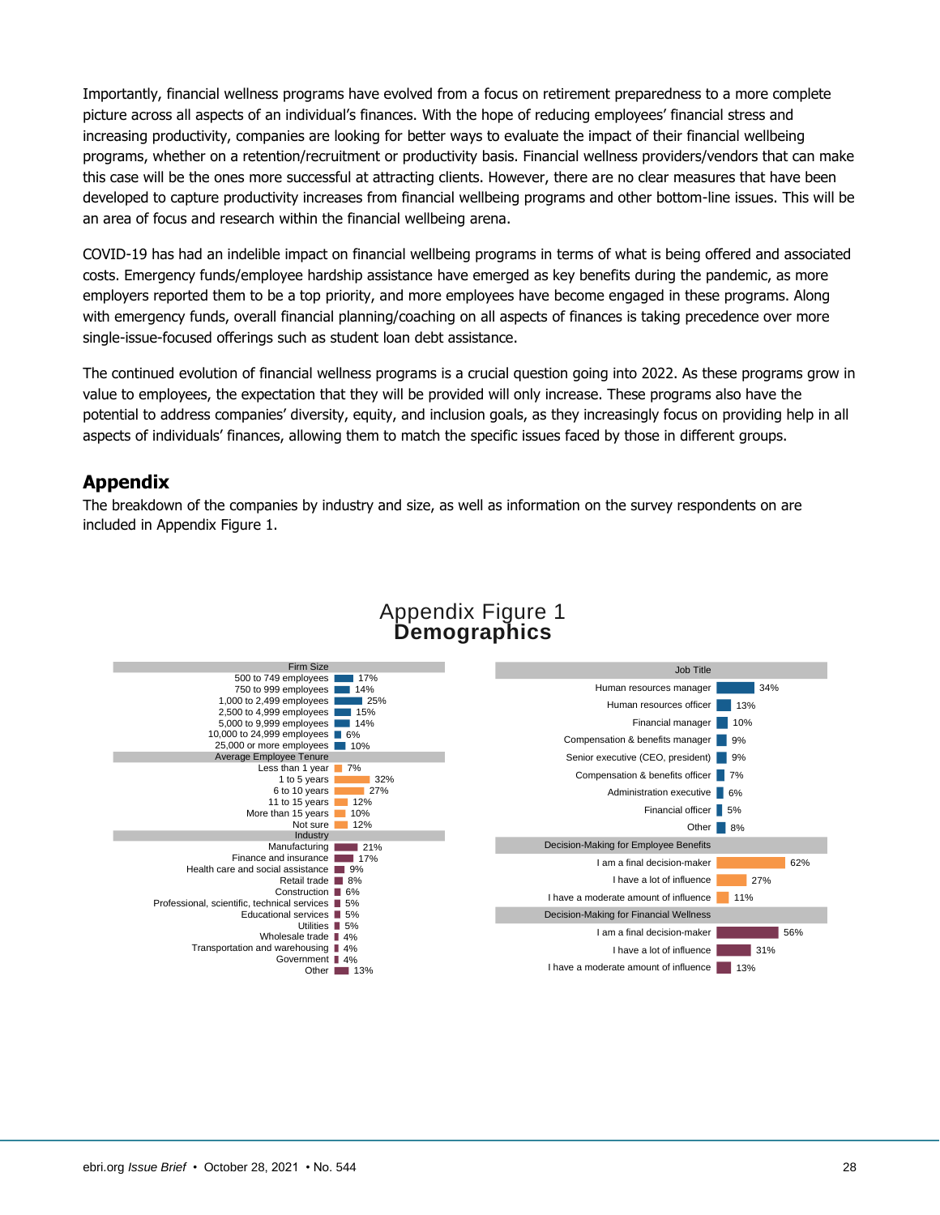Importantly, financial wellness programs have evolved from a focus on retirement preparedness to a more complete picture across all aspects of an individual's finances. With the hope of reducing employees' financial stress and increasing productivity, companies are looking for better ways to evaluate the impact of their financial wellbeing programs, whether on a retention/recruitment or productivity basis. Financial wellness providers/vendors that can make this case will be the ones more successful at attracting clients. However, there are no clear measures that have been developed to capture productivity increases from financial wellbeing programs and other bottom-line issues. This will be an area of focus and research within the financial wellbeing arena.

COVID-19 has had an indelible impact on financial wellbeing programs in terms of what is being offered and associated costs. Emergency funds/employee hardship assistance have emerged as key benefits during the pandemic, as more employers reported them to be a top priority, and more employees have become engaged in these programs. Along with emergency funds, overall financial planning/coaching on all aspects of finances is taking precedence over more single-issue-focused offerings such as student loan debt assistance.

The continued evolution of financial wellness programs is a crucial question going into 2022. As these programs grow in value to employees, the expectation that they will be provided will only increase. These programs also have the potential to address companies' diversity, equity, and inclusion goals, as they increasingly focus on providing help in all aspects of individuals' finances, allowing them to match the specific issues faced by those in different groups.

## Appendix

The breakdown of the companies by industry and size, as well as information on the survey respondents on are included in Appendix Figure 1.

### Appendix Figure 1
### Demographics

| Firm Size | |
|---|---|
| 500 to 749 employees | 17% |
| 750 to 999 employees | 14% |
| 1,000 to 2,499 employees | 25% |
| 2,500 to 4,999 employees | 15% |
| 5,000 to 9,999 employees | 14% |
| 10,000 to 24,999 employees | 6% |
| 25,000 or more employees | 10% |

| Average Employee Tenure | |
|---|---|
| Less than 1 year | 7% |
| 1 to 5 years | 32% |
| 6 to 10 years | 27% |
| 11 to 15 years | 12% |
| More than 15 years | 10% |
| Not sure | 12% |

| Industry | |
|---|---|
| Manufacturing | 21% |
| Finance and insurance | 17% |
| Health care and social assistance | 9% |
| Retail trade | 8% |
| Construction | 6% |
| Professional, scientific, technical services | 5% |
| Educational services | 5% |
| Utilities | 5% |
| Wholesale trade | 4% |
| Transportation and warehousing | 4% |
| Government | 4% |
| Other | 13% |

| Job Title | |
|---|---|
| Human resources manager | 34% |
| Human resources officer | 13% |
| Financial manager | 10% |
| Compensation & benefits manager | 9% |
| Senior executive (CEO, president) | 9% |
| Compensation & benefits officer | 7% |
| Administration executive | 6% |
| Financial officer | 5% |
| Other | 8% |

| Decision-Making for Employee Benefits | |
|---|---|
| I am a final decision-maker | 62% |
| I have a lot of influence | 27% |
| I have a moderate amount of influence | 11% |

| Decision-Making for Financial Wellness | |
|---|---|
| I am a final decision-maker | 56% |
| I have a lot of influence | 31% |
| I have a moderate amount of influence | 13% |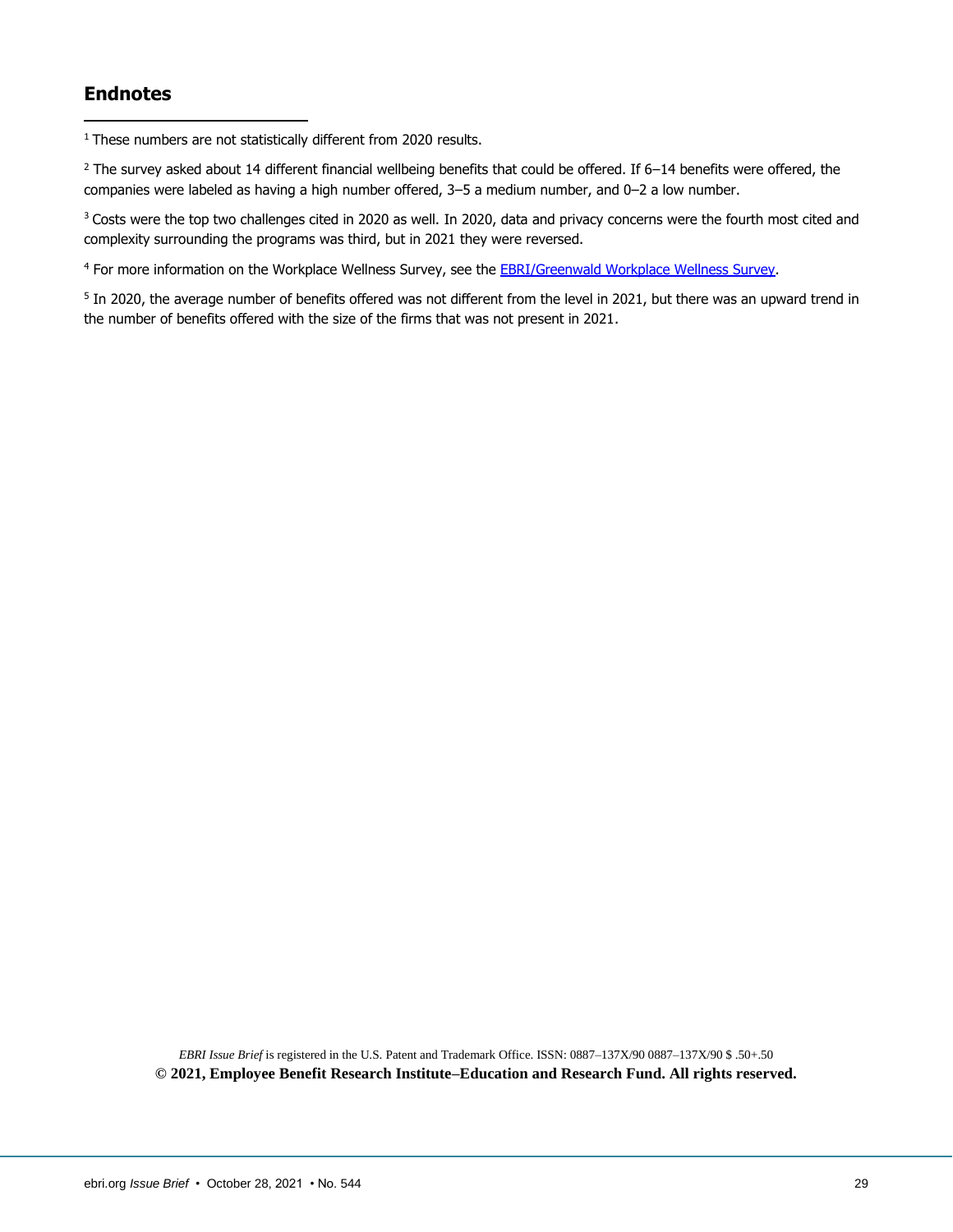## Endnotes

[1] These numbers are not statistically different from 2020 results.

[2] The survey asked about 14 different financial wellbeing benefits that could be offered. If 6–14 benefits were offered, the companies were labeled as having a high number offered, 3–5 a medium number, and 0–2 a low number.

[3] Costs were the top two challenges cited in 2020 as well. In 2020, data and privacy concerns were the fourth most cited and complexity surrounding the programs was third, but in 2021 they were reversed.

[4] For more information on the Workplace Wellness Survey, see the EBRI/Greenwald Workplace Wellness Survey.

[5] In 2020, the average number of benefits offered was not different from the level in 2021, but there was an upward trend in the number of benefits offered with the size of the firms that was not present in 2021.

*EBRI Issue Brief* is registered in the U.S. Patent and Trademark Office. ISSN: 0887–137X/90 0887–137X/90 $ .50+.50

**© 2021, Employee Benefit Research Institute–Education and Research Fund. All rights reserved.**